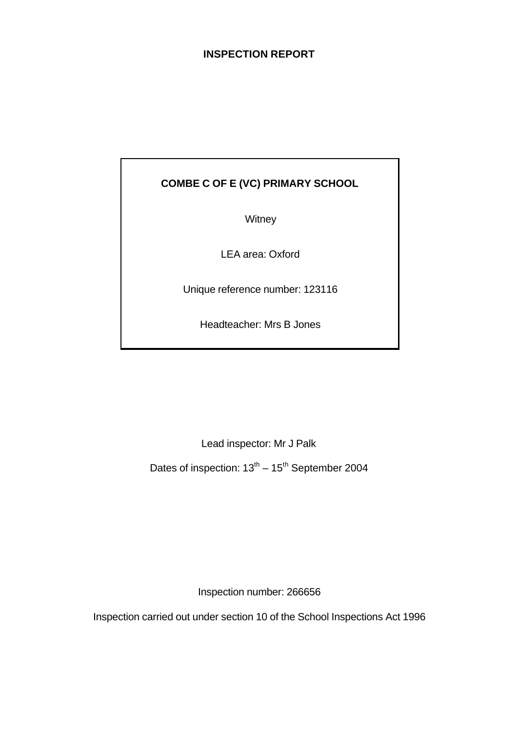# INSPECTION REPORT

**COMBE C OF E (VC) PRIMARY SCHOOL**

Witney

LEA area: Oxford

Unique reference number: 123116

Headteacher: Mrs B Jones

Lead inspector: Mr J Palk

Dates of inspection: 13th – 15th September 2004

Inspection number: 266656

Inspection carried out under section 10 of the School Inspections Act 1996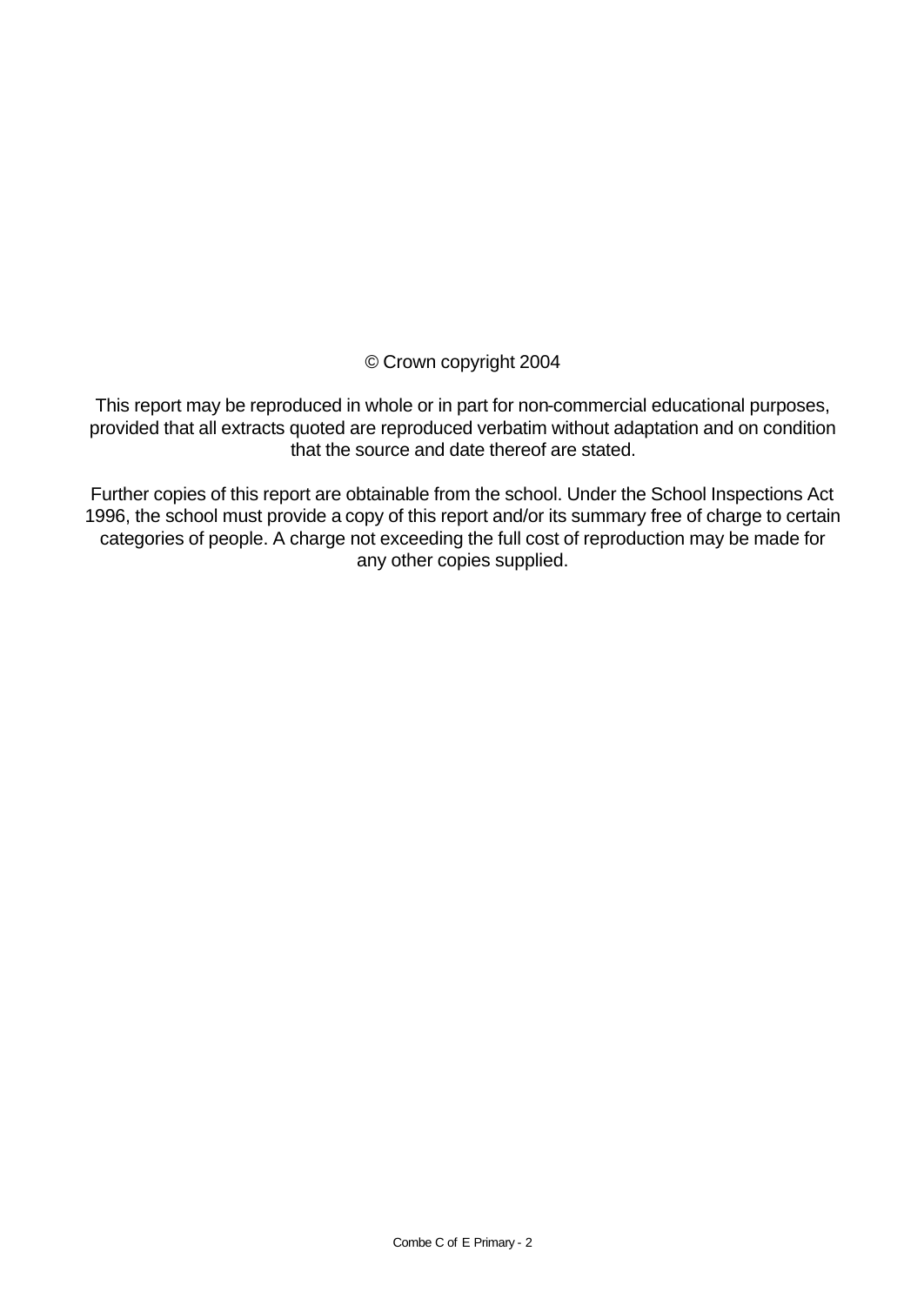© Crown copyright 2004

This report may be reproduced in whole or in part for non-commercial educational purposes, provided that all extracts quoted are reproduced verbatim without adaptation and on condition that the source and date thereof are stated.

Further copies of this report are obtainable from the school. Under the School Inspections Act 1996, the school must provide a copy of this report and/or its summary free of charge to certain categories of people. A charge not exceeding the full cost of reproduction may be made for any other copies supplied.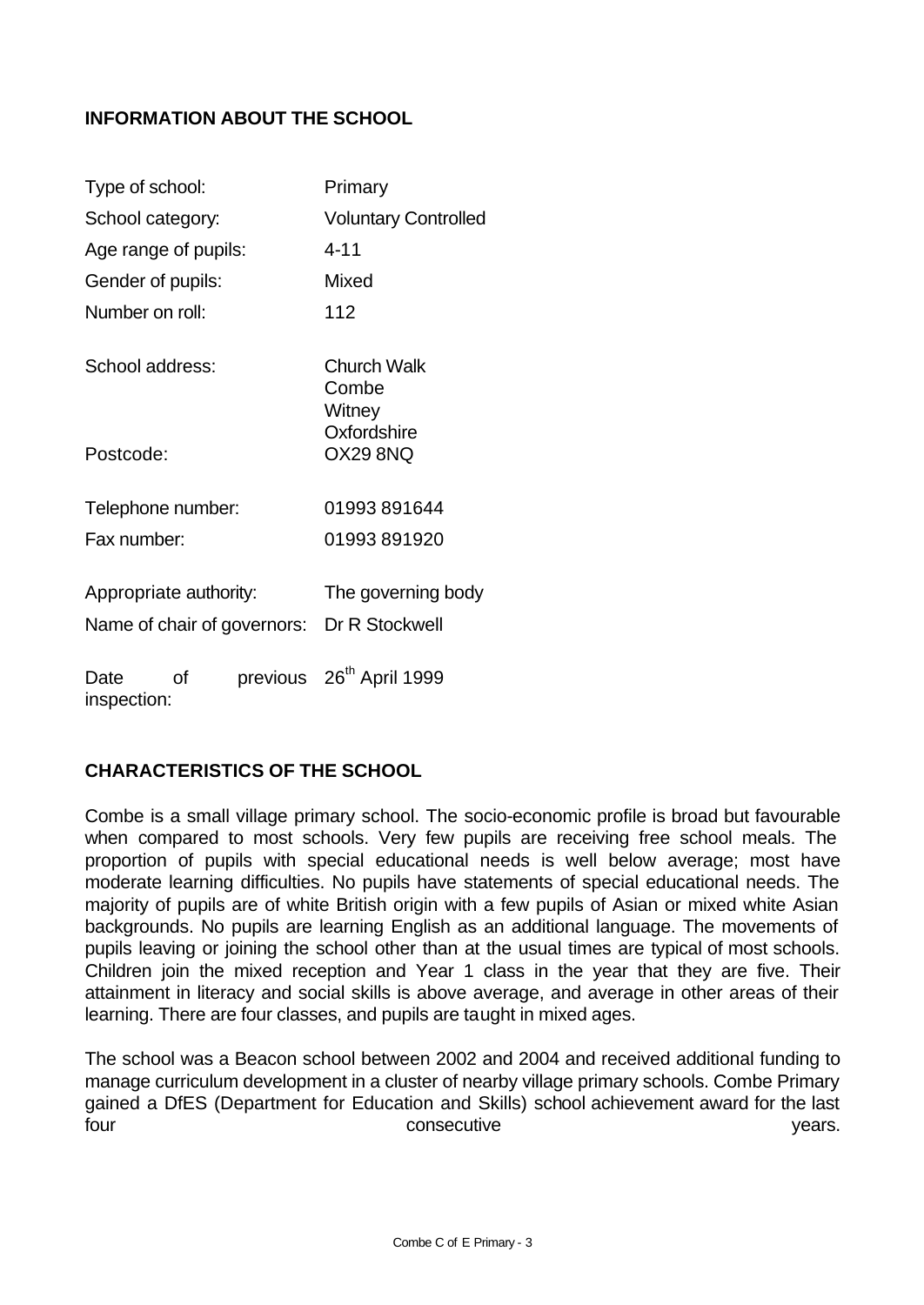## INFORMATION ABOUT THE SCHOOL

| | |
|---|---|
| Type of school: | Primary |
| School category: | Voluntary Controlled |
| Age range of pupils: | 4-11 |
| Gender of pupils: | Mixed |
| Number on roll: | 112 |
| School address: | Church Walk<br>Combe<br>Witney<br>Oxfordshire |
| Postcode: | OX29 8NQ |
| Telephone number: | 01993 891644 |
| Fax number: | 01993 891920 |
| Appropriate authority: | The governing body |
| Name of chair of governors: | Dr R Stockwell |
| Date of previous inspection: | 26th April 1999 |

## CHARACTERISTICS OF THE SCHOOL

Combe is a small village primary school. The socio-economic profile is broad but favourable when compared to most schools. Very few pupils are receiving free school meals. The proportion of pupils with special educational needs is well below average; most have moderate learning difficulties. No pupils have statements of special educational needs. The majority of pupils are of white British origin with a few pupils of Asian or mixed white Asian backgrounds. No pupils are learning English as an additional language. The movements of pupils leaving or joining the school other than at the usual times are typical of most schools. Children join the mixed reception and Year 1 class in the year that they are five. Their attainment in literacy and social skills is above average, and average in other areas of their learning. There are four classes, and pupils are taught in mixed ages.

The school was a Beacon school between 2002 and 2004 and received additional funding to manage curriculum development in a cluster of nearby village primary schools. Combe Primary gained a DfES (Department for Education and Skills) school achievement award for the last four consecutive years.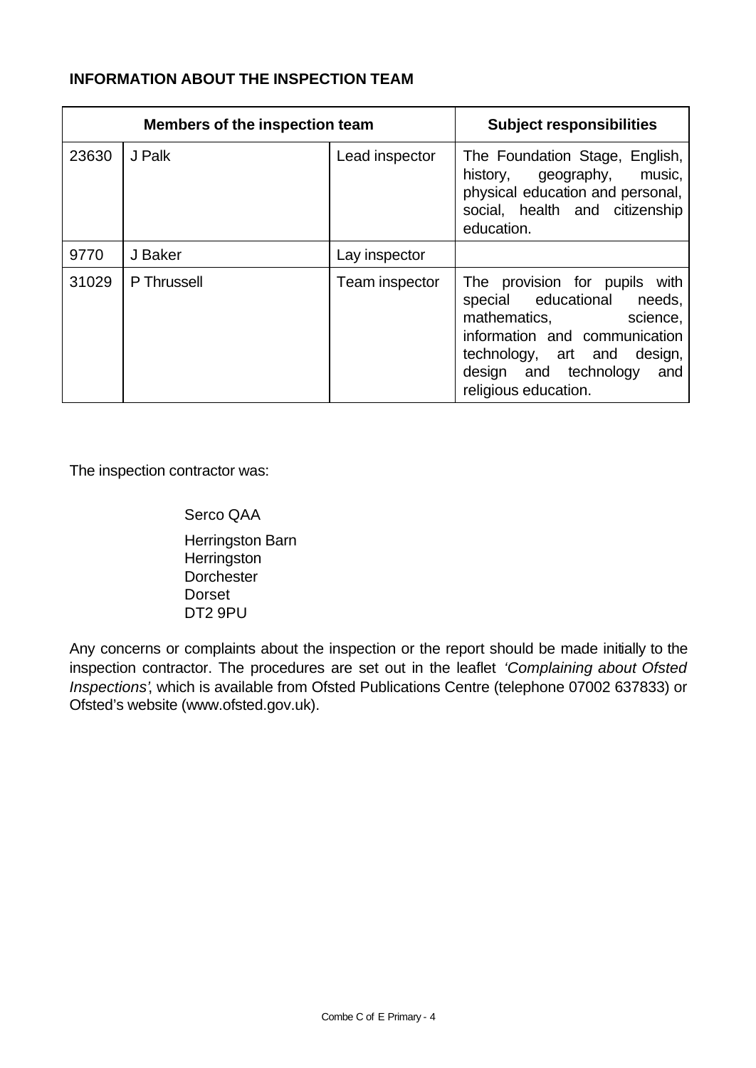## INFORMATION ABOUT THE INSPECTION TEAM

| Members of the inspection team | | | Subject responsibilities |
|---|---|---|---|
| 23630 | J Palk | Lead inspector | The Foundation Stage, English, history, geography, music, physical education and personal, social, health and citizenship education. |
| 9770 | J Baker | Lay inspector | |
| 31029 | P Thrussell | Team inspector | The provision for pupils with special educational needs, mathematics, science, information and communication technology, art and design, design and technology and religious education. |

The inspection contractor was:

Serco QAA

Herringston Barn
Herringston
Dorchester
Dorset
DT2 9PU

Any concerns or complaints about the inspection or the report should be made initially to the inspection contractor. The procedures are set out in the leaflet *'Complaining about Ofsted Inspections'*, which is available from Ofsted Publications Centre (telephone 07002 637833) or Ofsted's website (www.ofsted.gov.uk).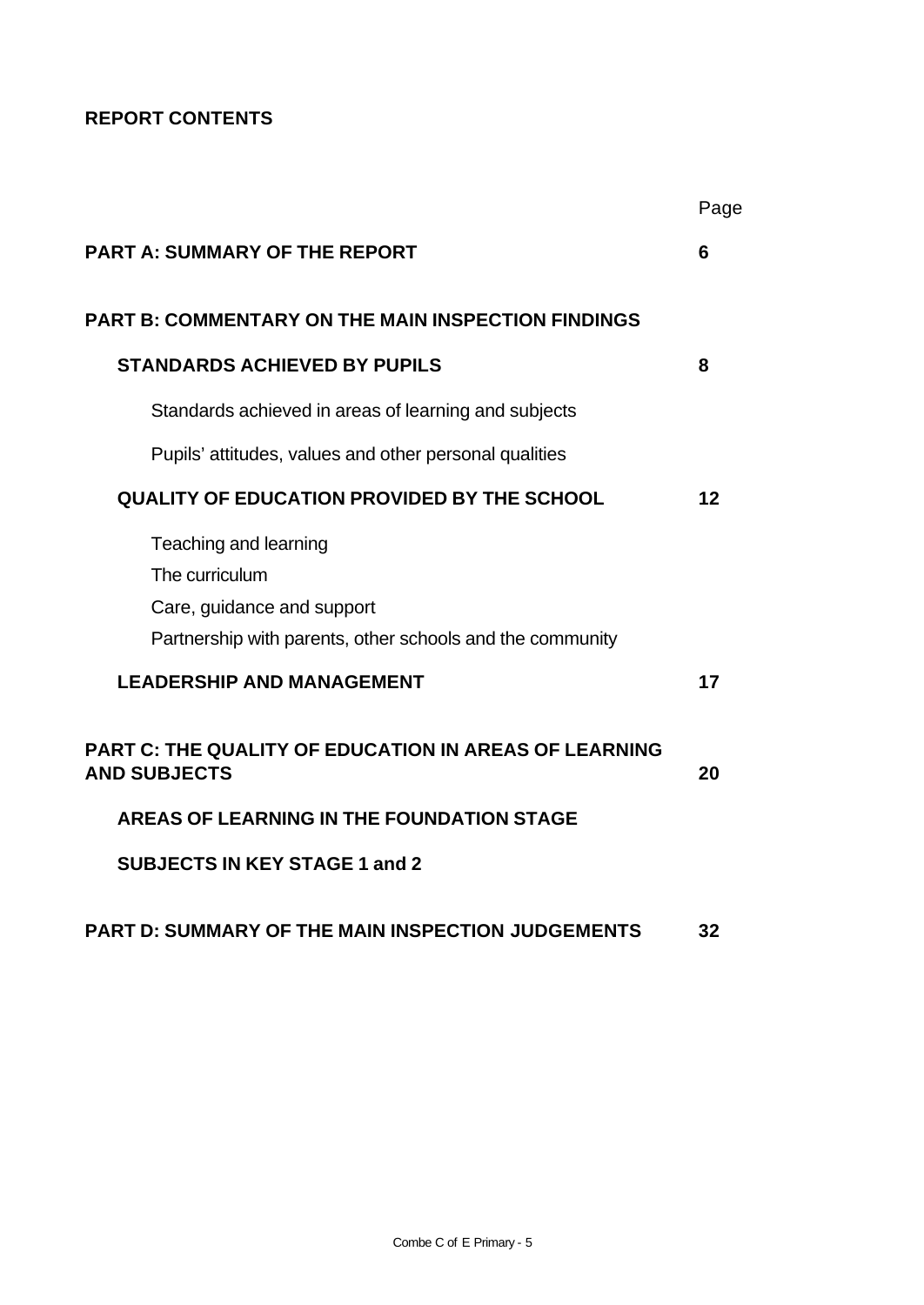## REPORT CONTENTS

| | Page |
|---|---|
| **PART A: SUMMARY OF THE REPORT** | **6** |
| **PART B: COMMENTARY ON THE MAIN INSPECTION FINDINGS** | |
| **STANDARDS ACHIEVED BY PUPILS** | **8** |
| Standards achieved in areas of learning and subjects | |
| Pupils' attitudes, values and other personal qualities | |
| **QUALITY OF EDUCATION PROVIDED BY THE SCHOOL** | **12** |
| Teaching and learning | |
| The curriculum | |
| Care, guidance and support | |
| Partnership with parents, other schools and the community | |
| **LEADERSHIP AND MANAGEMENT** | **17** |
| **PART C: THE QUALITY OF EDUCATION IN AREAS OF LEARNING AND SUBJECTS** | **20** |
| **AREAS OF LEARNING IN THE FOUNDATION STAGE** | |
| **SUBJECTS IN KEY STAGE 1 and 2** | |
| **PART D: SUMMARY OF THE MAIN INSPECTION JUDGEMENTS** | **32** |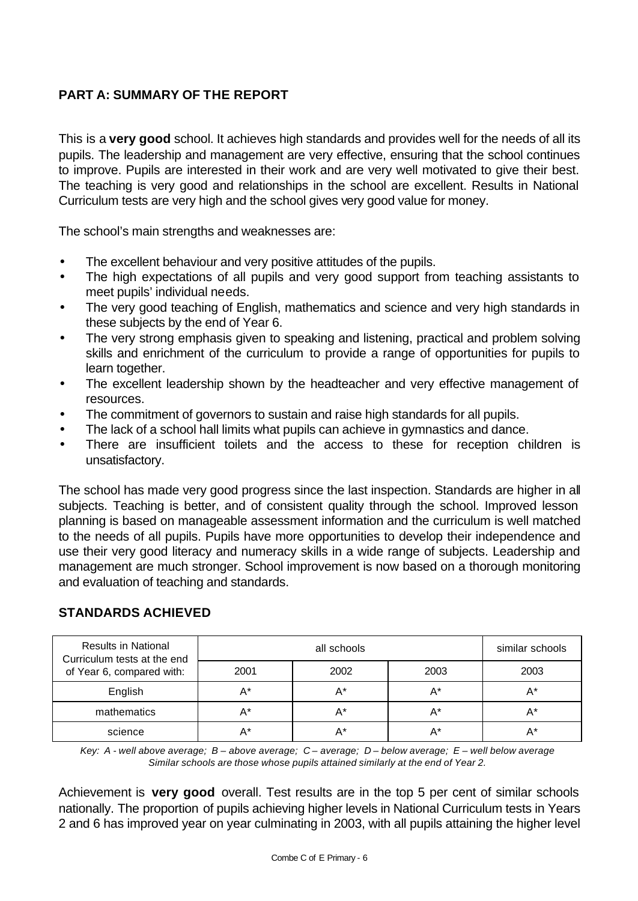## PART A: SUMMARY OF THE REPORT

This is a **very good** school. It achieves high standards and provides well for the needs of all its pupils. The leadership and management are very effective, ensuring that the school continues to improve. Pupils are interested in their work and are very well motivated to give their best. The teaching is very good and relationships in the school are excellent. Results in National Curriculum tests are very high and the school gives very good value for money.

The school's main strengths and weaknesses are:

- The excellent behaviour and very positive attitudes of the pupils.
- The high expectations of all pupils and very good support from teaching assistants to meet pupils' individual needs.
- The very good teaching of English, mathematics and science and very high standards in these subjects by the end of Year 6.
- The very strong emphasis given to speaking and listening, practical and problem solving skills and enrichment of the curriculum to provide a range of opportunities for pupils to learn together.
- The excellent leadership shown by the headteacher and very effective management of resources.
- The commitment of governors to sustain and raise high standards for all pupils.
- The lack of a school hall limits what pupils can achieve in gymnastics and dance.
- There are insufficient toilets and the access to these for reception children is unsatisfactory.

The school has made very good progress since the last inspection. Standards are higher in all subjects. Teaching is better, and of consistent quality through the school. Improved lesson planning is based on manageable assessment information and the curriculum is well matched to the needs of all pupils. Pupils have more opportunities to develop their independence and use their very good literacy and numeracy skills in a wide range of subjects. Leadership and management are much stronger. School improvement is now based on a thorough monitoring and evaluation of teaching and standards.

### STANDARDS ACHIEVED

| Results in National Curriculum tests at the end of Year 6, compared with: | all schools | | | similar schools |
|---|---|---|---|---|
| | 2001 | 2002 | 2003 | 2003 |
| English | A* | A* | A* | A* |
| mathematics | A* | A* | A* | A* |
| science | A* | A* | A* | A* |

*Key: A - well above average; B – above average; C – average; D – below average; E – well below average*
*Similar schools are those whose pupils attained similarly at the end of Year 2.*

Achievement is **very good** overall. Test results are in the top 5 per cent of similar schools nationally. The proportion of pupils achieving higher levels in National Curriculum tests in Years 2 and 6 has improved year on year culminating in 2003, with all pupils attaining the higher level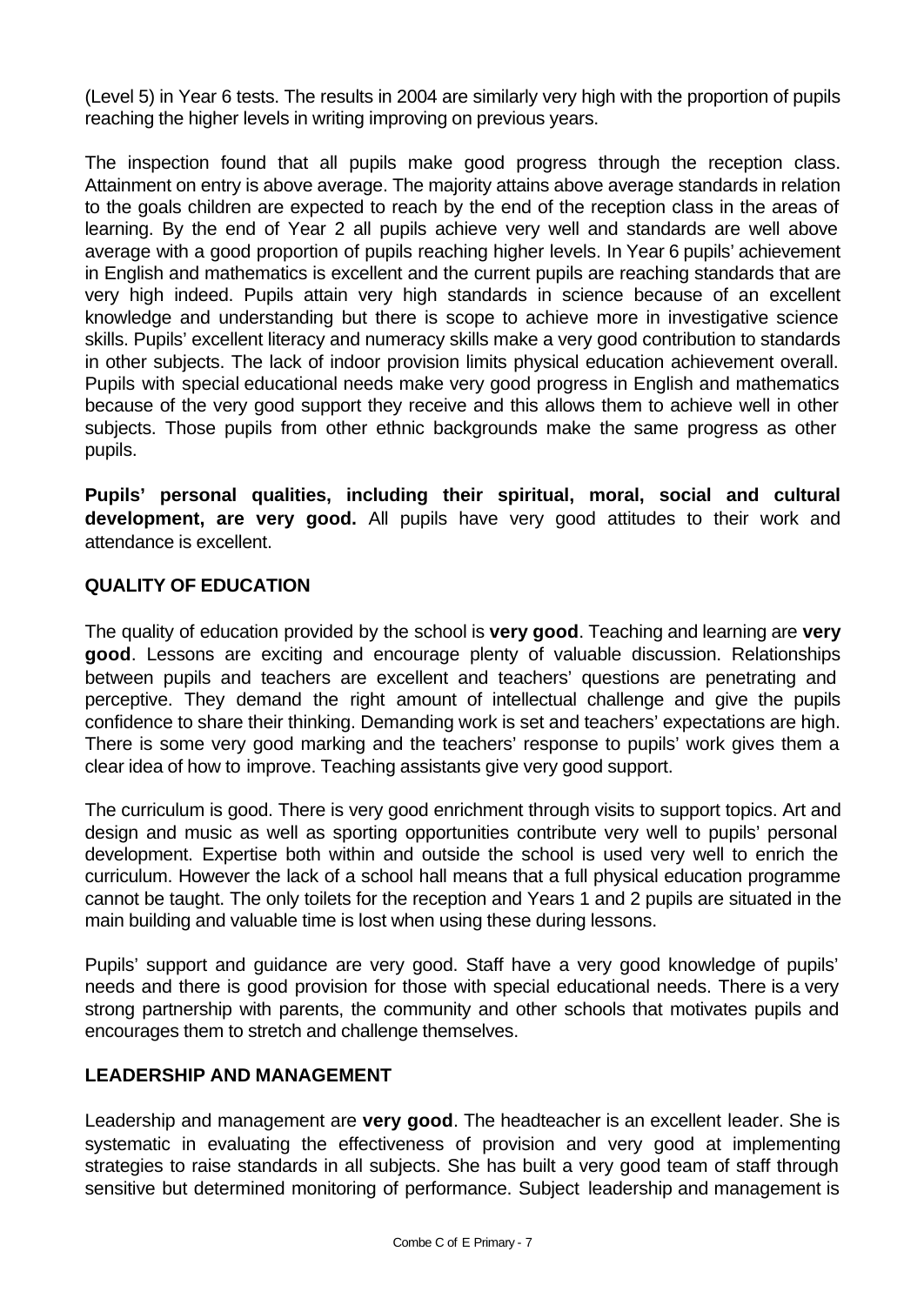(Level 5) in Year 6 tests. The results in 2004 are similarly very high with the proportion of pupils reaching the higher levels in writing improving on previous years.

The inspection found that all pupils make good progress through the reception class. Attainment on entry is above average. The majority attains above average standards in relation to the goals children are expected to reach by the end of the reception class in the areas of learning. By the end of Year 2 all pupils achieve very well and standards are well above average with a good proportion of pupils reaching higher levels. In Year 6 pupils' achievement in English and mathematics is excellent and the current pupils are reaching standards that are very high indeed. Pupils attain very high standards in science because of an excellent knowledge and understanding but there is scope to achieve more in investigative science skills. Pupils' excellent literacy and numeracy skills make a very good contribution to standards in other subjects. The lack of indoor provision limits physical education achievement overall. Pupils with special educational needs make very good progress in English and mathematics because of the very good support they receive and this allows them to achieve well in other subjects. Those pupils from other ethnic backgrounds make the same progress as other pupils.

**Pupils' personal qualities, including their spiritual, moral, social and cultural development, are very good.** All pupils have very good attitudes to their work and attendance is excellent.

## QUALITY OF EDUCATION

The quality of education provided by the school is **very good**. Teaching and learning are **very good**. Lessons are exciting and encourage plenty of valuable discussion. Relationships between pupils and teachers are excellent and teachers' questions are penetrating and perceptive. They demand the right amount of intellectual challenge and give the pupils confidence to share their thinking. Demanding work is set and teachers' expectations are high. There is some very good marking and the teachers' response to pupils' work gives them a clear idea of how to improve. Teaching assistants give very good support.

The curriculum is good. There is very good enrichment through visits to support topics. Art and design and music as well as sporting opportunities contribute very well to pupils' personal development. Expertise both within and outside the school is used very well to enrich the curriculum. However the lack of a school hall means that a full physical education programme cannot be taught. The only toilets for the reception and Years 1 and 2 pupils are situated in the main building and valuable time is lost when using these during lessons.

Pupils' support and guidance are very good. Staff have a very good knowledge of pupils' needs and there is good provision for those with special educational needs. There is a very strong partnership with parents, the community and other schools that motivates pupils and encourages them to stretch and challenge themselves.

## LEADERSHIP AND MANAGEMENT

Leadership and management are **very good**. The headteacher is an excellent leader. She is systematic in evaluating the effectiveness of provision and very good at implementing strategies to raise standards in all subjects. She has built a very good team of staff through sensitive but determined monitoring of performance. Subject leadership and management is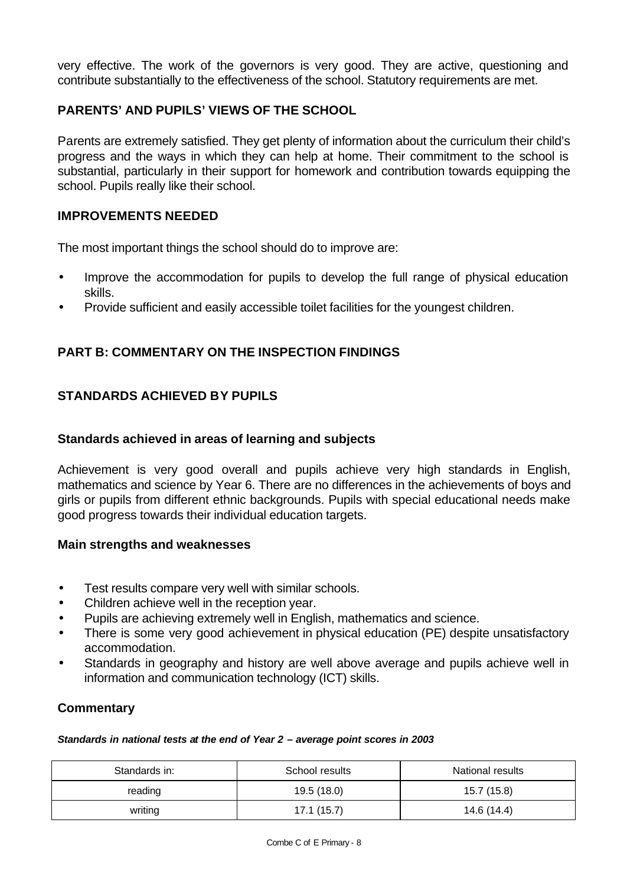very effective. The work of the governors is very good. They are active, questioning and contribute substantially to the effectiveness of the school. Statutory requirements are met.

## PARENTS' AND PUPILS' VIEWS OF THE SCHOOL

Parents are extremely satisfied. They get plenty of information about the curriculum their child's progress and the ways in which they can help at home. Their commitment to the school is substantial, particularly in their support for homework and contribution towards equipping the school. Pupils really like their school.

## IMPROVEMENTS NEEDED

The most important things the school should do to improve are:

- Improve the accommodation for pupils to develop the full range of physical education skills.
- Provide sufficient and easily accessible toilet facilities for the youngest children.

# PART B: COMMENTARY ON THE INSPECTION FINDINGS

## STANDARDS ACHIEVED BY PUPILS

### Standards achieved in areas of learning and subjects

Achievement is very good overall and pupils achieve very high standards in English, mathematics and science by Year 6. There are no differences in the achievements of boys and girls or pupils from different ethnic backgrounds. Pupils with special educational needs make good progress towards their individual education targets.

### Main strengths and weaknesses

- Test results compare very well with similar schools.
- Children achieve well in the reception year.
- Pupils are achieving extremely well in English, mathematics and science.
- There is some very good achievement in physical education (PE) despite unsatisfactory accommodation.
- Standards in geography and history are well above average and pupils achieve well in information and communication technology (ICT) skills.

### Commentary

***Standards in national tests at the end of Year 2 – average point scores in 2003***

| Standards in: | School results | National results |
|---|---|---|
| reading | 19.5 (18.0) | 15.7 (15.8) |
| writing | 17.1 (15.7) | 14.6 (14.4) |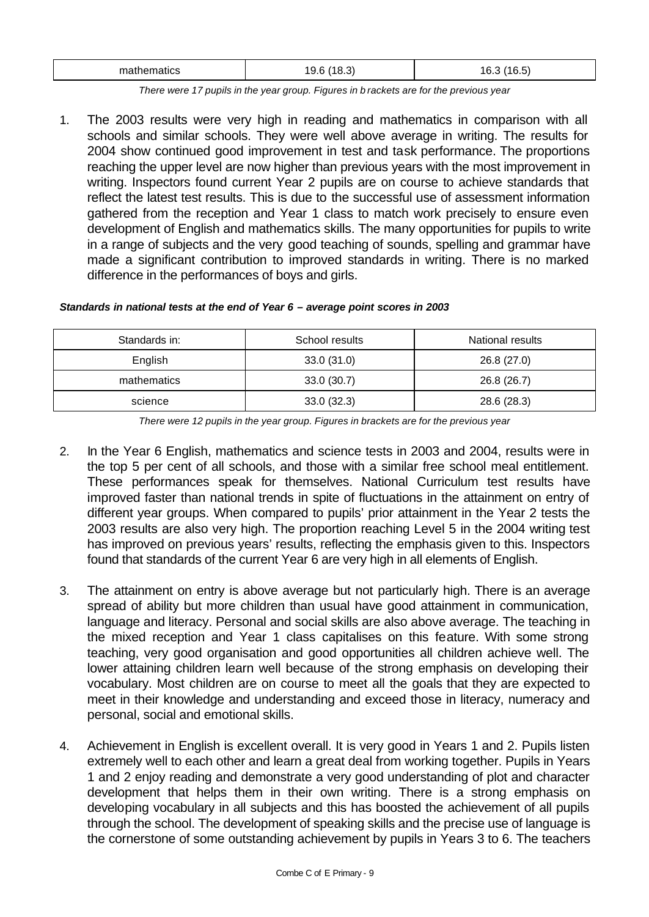| mathematics | 19.6 (18.3) | 16.3 (16.5) |
|---|---|---|

*There were 17 pupils in the year group. Figures in brackets are for the previous year*

1. The 2003 results were very high in reading and mathematics in comparison with all schools and similar schools. They were well above average in writing. The results for 2004 show continued good improvement in test and task performance. The proportions reaching the upper level are now higher than previous years with the most improvement in writing. Inspectors found current Year 2 pupils are on course to achieve standards that reflect the latest test results. This is due to the successful use of assessment information gathered from the reception and Year 1 class to match work precisely to ensure even development of English and mathematics skills. The many opportunities for pupils to write in a range of subjects and the very good teaching of sounds, spelling and grammar have made a significant contribution to improved standards in writing. There is no marked difference in the performances of boys and girls.

***Standards in national tests at the end of Year 6 – average point scores in 2003***

| Standards in: | School results | National results |
|---|---|---|
| English | 33.0 (31.0) | 26.8 (27.0) |
| mathematics | 33.0 (30.7) | 26.8 (26.7) |
| science | 33.0 (32.3) | 28.6 (28.3) |

*There were 12 pupils in the year group. Figures in brackets are for the previous year*

2. In the Year 6 English, mathematics and science tests in 2003 and 2004, results were in the top 5 per cent of all schools, and those with a similar free school meal entitlement. These performances speak for themselves. National Curriculum test results have improved faster than national trends in spite of fluctuations in the attainment on entry of different year groups. When compared to pupils' prior attainment in the Year 2 tests the 2003 results are also very high. The proportion reaching Level 5 in the 2004 writing test has improved on previous years' results, reflecting the emphasis given to this. Inspectors found that standards of the current Year 6 are very high in all elements of English.

3. The attainment on entry is above average but not particularly high. There is an average spread of ability but more children than usual have good attainment in communication, language and literacy. Personal and social skills are also above average. The teaching in the mixed reception and Year 1 class capitalises on this feature. With some strong teaching, very good organisation and good opportunities all children achieve well. The lower attaining children learn well because of the strong emphasis on developing their vocabulary. Most children are on course to meet all the goals that they are expected to meet in their knowledge and understanding and exceed those in literacy, numeracy and personal, social and emotional skills.

4. Achievement in English is excellent overall. It is very good in Years 1 and 2. Pupils listen extremely well to each other and learn a great deal from working together. Pupils in Years 1 and 2 enjoy reading and demonstrate a very good understanding of plot and character development that helps them in their own writing. There is a strong emphasis on developing vocabulary in all subjects and this has boosted the achievement of all pupils through the school. The development of speaking skills and the precise use of language is the cornerstone of some outstanding achievement by pupils in Years 3 to 6. The teachers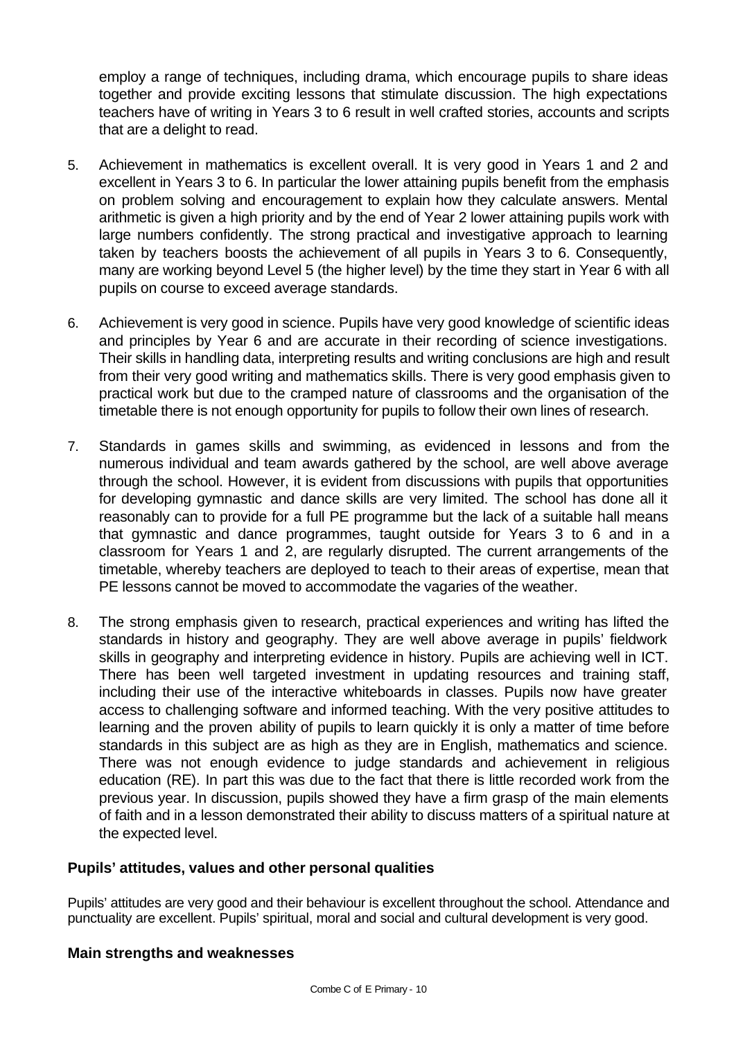employ a range of techniques, including drama, which encourage pupils to share ideas together and provide exciting lessons that stimulate discussion. The high expectations teachers have of writing in Years 3 to 6 result in well crafted stories, accounts and scripts that are a delight to read.

5. Achievement in mathematics is excellent overall. It is very good in Years 1 and 2 and excellent in Years 3 to 6. In particular the lower attaining pupils benefit from the emphasis on problem solving and encouragement to explain how they calculate answers. Mental arithmetic is given a high priority and by the end of Year 2 lower attaining pupils work with large numbers confidently. The strong practical and investigative approach to learning taken by teachers boosts the achievement of all pupils in Years 3 to 6. Consequently, many are working beyond Level 5 (the higher level) by the time they start in Year 6 with all pupils on course to exceed average standards.

6. Achievement is very good in science. Pupils have very good knowledge of scientific ideas and principles by Year 6 and are accurate in their recording of science investigations. Their skills in handling data, interpreting results and writing conclusions are high and result from their very good writing and mathematics skills. There is very good emphasis given to practical work but due to the cramped nature of classrooms and the organisation of the timetable there is not enough opportunity for pupils to follow their own lines of research.

7. Standards in games skills and swimming, as evidenced in lessons and from the numerous individual and team awards gathered by the school, are well above average through the school. However, it is evident from discussions with pupils that opportunities for developing gymnastic and dance skills are very limited. The school has done all it reasonably can to provide for a full PE programme but the lack of a suitable hall means that gymnastic and dance programmes, taught outside for Years 3 to 6 and in a classroom for Years 1 and 2, are regularly disrupted. The current arrangements of the timetable, whereby teachers are deployed to teach to their areas of expertise, mean that PE lessons cannot be moved to accommodate the vagaries of the weather.

8. The strong emphasis given to research, practical experiences and writing has lifted the standards in history and geography. They are well above average in pupils' fieldwork skills in geography and interpreting evidence in history. Pupils are achieving well in ICT. There has been well targeted investment in updating resources and training staff, including their use of the interactive whiteboards in classes. Pupils now have greater access to challenging software and informed teaching. With the very positive attitudes to learning and the proven ability of pupils to learn quickly it is only a matter of time before standards in this subject are as high as they are in English, mathematics and science. There was not enough evidence to judge standards and achievement in religious education (RE). In part this was due to the fact that there is little recorded work from the previous year. In discussion, pupils showed they have a firm grasp of the main elements of faith and in a lesson demonstrated their ability to discuss matters of a spiritual nature at the expected level.

### Pupils' attitudes, values and other personal qualities

Pupils' attitudes are very good and their behaviour is excellent throughout the school. Attendance and punctuality are excellent. Pupils' spiritual, moral and social and cultural development is very good.

### Main strengths and weaknesses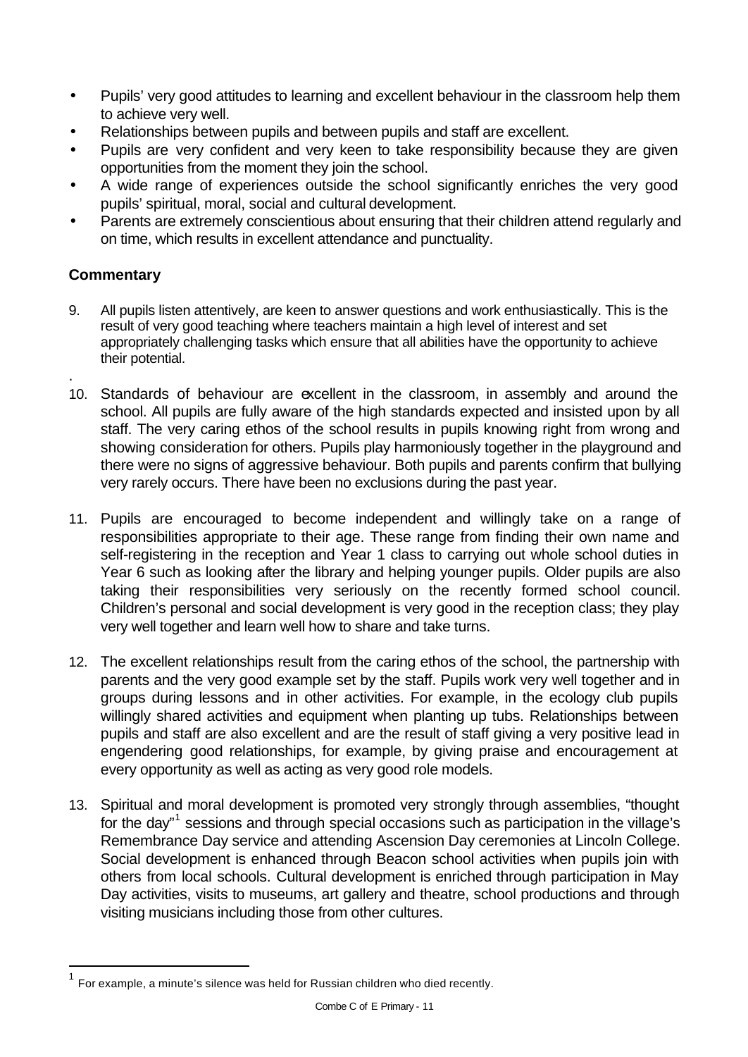- Pupils' very good attitudes to learning and excellent behaviour in the classroom help them to achieve very well.
- Relationships between pupils and between pupils and staff are excellent.
- Pupils are very confident and very keen to take responsibility because they are given opportunities from the moment they join the school.
- A wide range of experiences outside the school significantly enriches the very good pupils' spiritual, moral, social and cultural development.
- Parents are extremely conscientious about ensuring that their children attend regularly and on time, which results in excellent attendance and punctuality.

### Commentary

9. All pupils listen attentively, are keen to answer questions and work enthusiastically. This is the result of very good teaching where teachers maintain a high level of interest and set appropriately challenging tasks which ensure that all abilities have the opportunity to achieve their potential.

10. Standards of behaviour are excellent in the classroom, in assembly and around the school. All pupils are fully aware of the high standards expected and insisted upon by all staff. The very caring ethos of the school results in pupils knowing right from wrong and showing consideration for others. Pupils play harmoniously together in the playground and there were no signs of aggressive behaviour. Both pupils and parents confirm that bullying very rarely occurs. There have been no exclusions during the past year.

11. Pupils are encouraged to become independent and willingly take on a range of responsibilities appropriate to their age. These range from finding their own name and self-registering in the reception and Year 1 class to carrying out whole school duties in Year 6 such as looking after the library and helping younger pupils. Older pupils are also taking their responsibilities very seriously on the recently formed school council. Children's personal and social development is very good in the reception class; they play very well together and learn well how to share and take turns.

12. The excellent relationships result from the caring ethos of the school, the partnership with parents and the very good example set by the staff. Pupils work very well together and in groups during lessons and in other activities. For example, in the ecology club pupils willingly shared activities and equipment when planting up tubs. Relationships between pupils and staff are also excellent and are the result of staff giving a very positive lead in engendering good relationships, for example, by giving praise and encouragement at every opportunity as well as acting as very good role models.

13. Spiritual and moral development is promoted very strongly through assemblies, "thought for the day"[1] sessions and through special occasions such as participation in the village's Remembrance Day service and attending Ascension Day ceremonies at Lincoln College. Social development is enhanced through Beacon school activities when pupils join with others from local schools. Cultural development is enriched through participation in May Day activities, visits to museums, art gallery and theatre, school productions and through visiting musicians including those from other cultures.

[1] For example, a minute's silence was held for Russian children who died recently.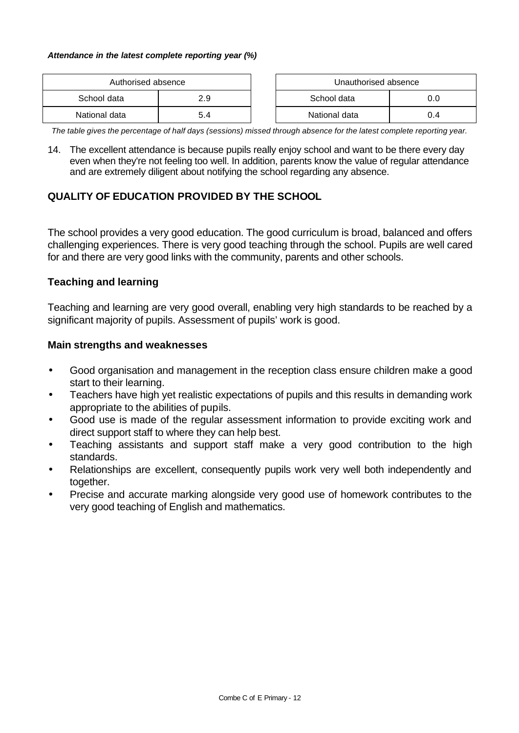***Attendance in the latest complete reporting year (%)***

| Authorised absence | |
|---|---|
| School data | 2.9 |
| National data | 5.4 |

| Unauthorised absence | |
|---|---|
| School data | 0.0 |
| National data | 0.4 |

*The table gives the percentage of half days (sessions) missed through absence for the latest complete reporting year.*

14. The excellent attendance is because pupils really enjoy school and want to be there every day even when they're not feeling too well. In addition, parents know the value of regular attendance and are extremely diligent about notifying the school regarding any absence.

## QUALITY OF EDUCATION PROVIDED BY THE SCHOOL

The school provides a very good education. The good curriculum is broad, balanced and offers challenging experiences. There is very good teaching through the school. Pupils are well cared for and there are very good links with the community, parents and other schools.

### Teaching and learning

Teaching and learning are very good overall, enabling very high standards to be reached by a significant majority of pupils. Assessment of pupils' work is good.

### Main strengths and weaknesses

- Good organisation and management in the reception class ensure children make a good start to their learning.
- Teachers have high yet realistic expectations of pupils and this results in demanding work appropriate to the abilities of pupils.
- Good use is made of the regular assessment information to provide exciting work and direct support staff to where they can help best.
- Teaching assistants and support staff make a very good contribution to the high standards.
- Relationships are excellent, consequently pupils work very well both independently and together.
- Precise and accurate marking alongside very good use of homework contributes to the very good teaching of English and mathematics.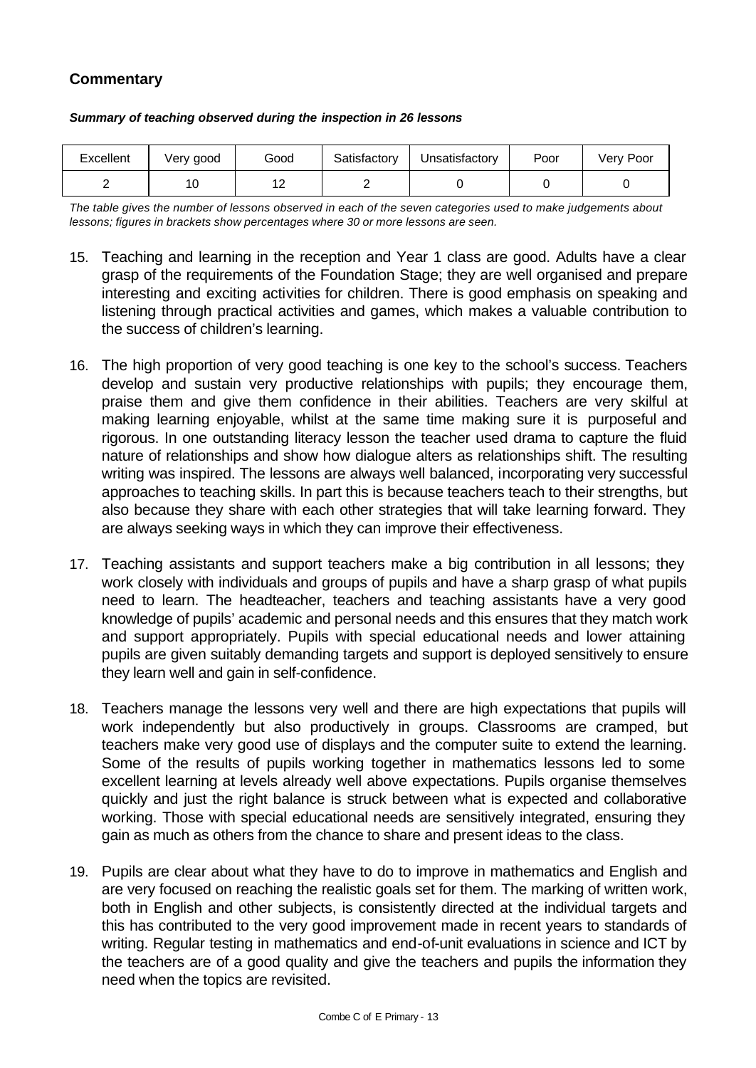## Commentary

***Summary of teaching observed during the inspection in 26 lessons***

| Excellent | Very good | Good | Satisfactory | Unsatisfactory | Poor | Very Poor |
|---|---|---|---|---|---|---|
| 2 | 10 | 12 | 2 | 0 | 0 | 0 |

*The table gives the number of lessons observed in each of the seven categories used to make judgements about lessons; figures in brackets show percentages where 30 or more lessons are seen.*

15. Teaching and learning in the reception and Year 1 class are good. Adults have a clear grasp of the requirements of the Foundation Stage; they are well organised and prepare interesting and exciting activities for children. There is good emphasis on speaking and listening through practical activities and games, which makes a valuable contribution to the success of children's learning.

16. The high proportion of very good teaching is one key to the school's success. Teachers develop and sustain very productive relationships with pupils; they encourage them, praise them and give them confidence in their abilities. Teachers are very skilful at making learning enjoyable, whilst at the same time making sure it is purposeful and rigorous. In one outstanding literacy lesson the teacher used drama to capture the fluid nature of relationships and show how dialogue alters as relationships shift. The resulting writing was inspired. The lessons are always well balanced, incorporating very successful approaches to teaching skills. In part this is because teachers teach to their strengths, but also because they share with each other strategies that will take learning forward. They are always seeking ways in which they can improve their effectiveness.

17. Teaching assistants and support teachers make a big contribution in all lessons; they work closely with individuals and groups of pupils and have a sharp grasp of what pupils need to learn. The headteacher, teachers and teaching assistants have a very good knowledge of pupils' academic and personal needs and this ensures that they match work and support appropriately. Pupils with special educational needs and lower attaining pupils are given suitably demanding targets and support is deployed sensitively to ensure they learn well and gain in self-confidence.

18. Teachers manage the lessons very well and there are high expectations that pupils will work independently but also productively in groups. Classrooms are cramped, but teachers make very good use of displays and the computer suite to extend the learning. Some of the results of pupils working together in mathematics lessons led to some excellent learning at levels already well above expectations. Pupils organise themselves quickly and just the right balance is struck between what is expected and collaborative working. Those with special educational needs are sensitively integrated, ensuring they gain as much as others from the chance to share and present ideas to the class.

19. Pupils are clear about what they have to do to improve in mathematics and English and are very focused on reaching the realistic goals set for them. The marking of written work, both in English and other subjects, is consistently directed at the individual targets and this has contributed to the very good improvement made in recent years to standards of writing. Regular testing in mathematics and end-of-unit evaluations in science and ICT by the teachers are of a good quality and give the teachers and pupils the information they need when the topics are revisited.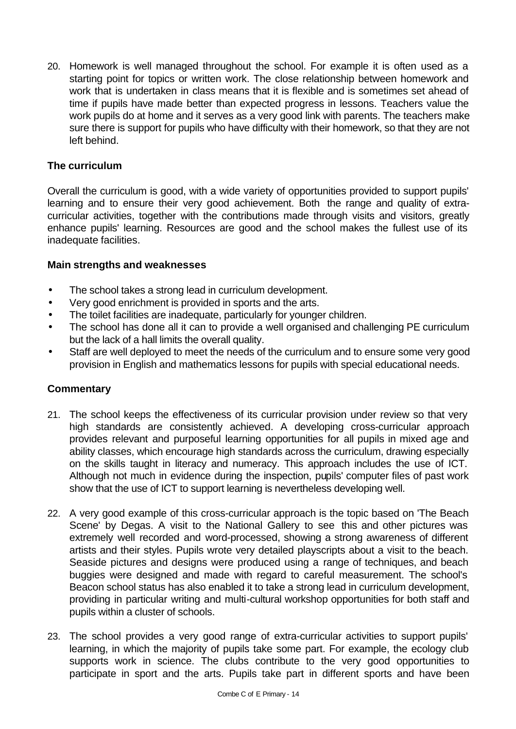20. Homework is well managed throughout the school. For example it is often used as a starting point for topics or written work. The close relationship between homework and work that is undertaken in class means that it is flexible and is sometimes set ahead of time if pupils have made better than expected progress in lessons. Teachers value the work pupils do at home and it serves as a very good link with parents. The teachers make sure there is support for pupils who have difficulty with their homework, so that they are not left behind.

### The curriculum

Overall the curriculum is good, with a wide variety of opportunities provided to support pupils' learning and to ensure their very good achievement. Both the range and quality of extra-curricular activities, together with the contributions made through visits and visitors, greatly enhance pupils' learning. Resources are good and the school makes the fullest use of its inadequate facilities.

### Main strengths and weaknesses

- The school takes a strong lead in curriculum development.
- Very good enrichment is provided in sports and the arts.
- The toilet facilities are inadequate, particularly for younger children.
- The school has done all it can to provide a well organised and challenging PE curriculum but the lack of a hall limits the overall quality.
- Staff are well deployed to meet the needs of the curriculum and to ensure some very good provision in English and mathematics lessons for pupils with special educational needs.

### Commentary

21. The school keeps the effectiveness of its curricular provision under review so that very high standards are consistently achieved. A developing cross-curricular approach provides relevant and purposeful learning opportunities for all pupils in mixed age and ability classes, which encourage high standards across the curriculum, drawing especially on the skills taught in literacy and numeracy. This approach includes the use of ICT. Although not much in evidence during the inspection, pupils' computer files of past work show that the use of ICT to support learning is nevertheless developing well.

22. A very good example of this cross-curricular approach is the topic based on 'The Beach Scene' by Degas. A visit to the National Gallery to see this and other pictures was extremely well recorded and word-processed, showing a strong awareness of different artists and their styles. Pupils wrote very detailed playscripts about a visit to the beach. Seaside pictures and designs were produced using a range of techniques, and beach buggies were designed and made with regard to careful measurement. The school's Beacon school status has also enabled it to take a strong lead in curriculum development, providing in particular writing and multi-cultural workshop opportunities for both staff and pupils within a cluster of schools.

23. The school provides a very good range of extra-curricular activities to support pupils' learning, in which the majority of pupils take some part. For example, the ecology club supports work in science. The clubs contribute to the very good opportunities to participate in sport and the arts. Pupils take part in different sports and have been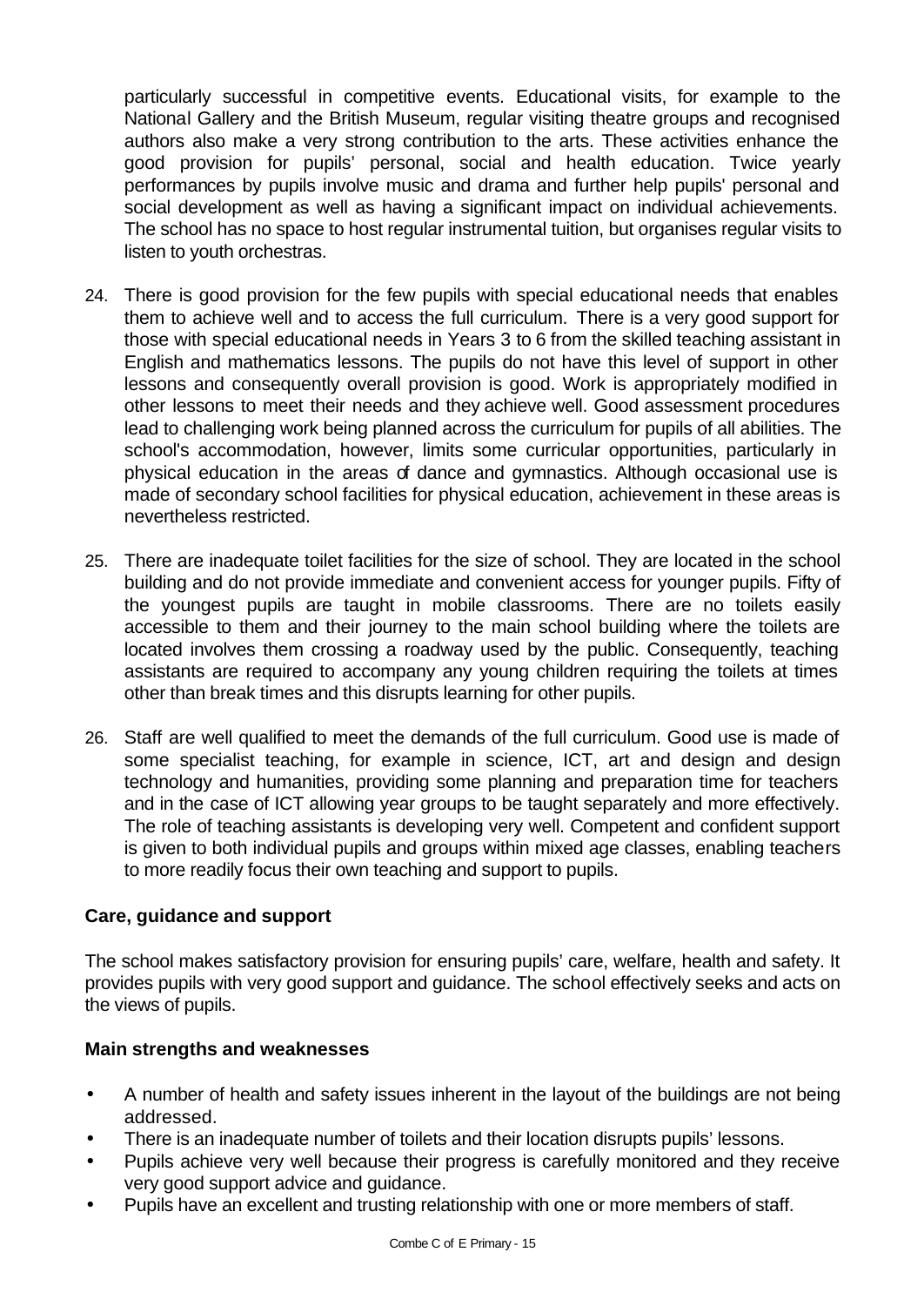particularly successful in competitive events. Educational visits, for example to the National Gallery and the British Museum, regular visiting theatre groups and recognised authors also make a very strong contribution to the arts. These activities enhance the good provision for pupils' personal, social and health education. Twice yearly performances by pupils involve music and drama and further help pupils' personal and social development as well as having a significant impact on individual achievements. The school has no space to host regular instrumental tuition, but organises regular visits to listen to youth orchestras.

24. There is good provision for the few pupils with special educational needs that enables them to achieve well and to access the full curriculum. There is a very good support for those with special educational needs in Years 3 to 6 from the skilled teaching assistant in English and mathematics lessons. The pupils do not have this level of support in other lessons and consequently overall provision is good. Work is appropriately modified in other lessons to meet their needs and they achieve well. Good assessment procedures lead to challenging work being planned across the curriculum for pupils of all abilities. The school's accommodation, however, limits some curricular opportunities, particularly in physical education in the areas of dance and gymnastics. Although occasional use is made of secondary school facilities for physical education, achievement in these areas is nevertheless restricted.

25. There are inadequate toilet facilities for the size of school. They are located in the school building and do not provide immediate and convenient access for younger pupils. Fifty of the youngest pupils are taught in mobile classrooms. There are no toilets easily accessible to them and their journey to the main school building where the toilets are located involves them crossing a roadway used by the public. Consequently, teaching assistants are required to accompany any young children requiring the toilets at times other than break times and this disrupts learning for other pupils.

26. Staff are well qualified to meet the demands of the full curriculum. Good use is made of some specialist teaching, for example in science, ICT, art and design and design technology and humanities, providing some planning and preparation time for teachers and in the case of ICT allowing year groups to be taught separately and more effectively. The role of teaching assistants is developing very well. Competent and confident support is given to both individual pupils and groups within mixed age classes, enabling teachers to more readily focus their own teaching and support to pupils.

### Care, guidance and support

The school makes satisfactory provision for ensuring pupils' care, welfare, health and safety. It provides pupils with very good support and guidance. The school effectively seeks and acts on the views of pupils.

#### Main strengths and weaknesses

- A number of health and safety issues inherent in the layout of the buildings are not being addressed.
- There is an inadequate number of toilets and their location disrupts pupils' lessons.
- Pupils achieve very well because their progress is carefully monitored and they receive very good support advice and guidance.
- Pupils have an excellent and trusting relationship with one or more members of staff.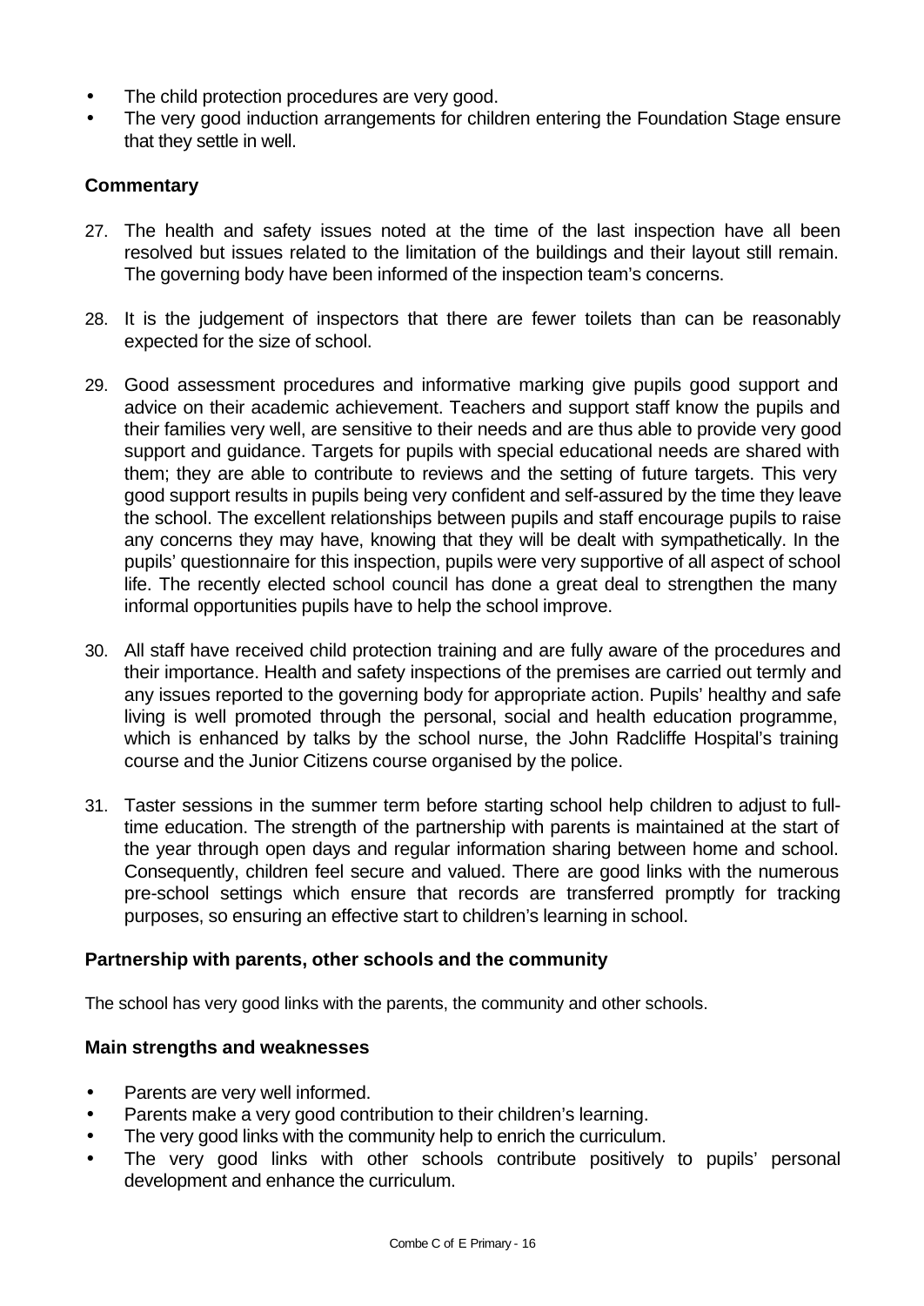- The child protection procedures are very good.
- The very good induction arrangements for children entering the Foundation Stage ensure that they settle in well.

### Commentary

27. The health and safety issues noted at the time of the last inspection have all been resolved but issues related to the limitation of the buildings and their layout still remain. The governing body have been informed of the inspection team's concerns.

28. It is the judgement of inspectors that there are fewer toilets than can be reasonably expected for the size of school.

29. Good assessment procedures and informative marking give pupils good support and advice on their academic achievement. Teachers and support staff know the pupils and their families very well, are sensitive to their needs and are thus able to provide very good support and guidance. Targets for pupils with special educational needs are shared with them; they are able to contribute to reviews and the setting of future targets. This very good support results in pupils being very confident and self-assured by the time they leave the school. The excellent relationships between pupils and staff encourage pupils to raise any concerns they may have, knowing that they will be dealt with sympathetically. In the pupils' questionnaire for this inspection, pupils were very supportive of all aspect of school life. The recently elected school council has done a great deal to strengthen the many informal opportunities pupils have to help the school improve.

30. All staff have received child protection training and are fully aware of the procedures and their importance. Health and safety inspections of the premises are carried out termly and any issues reported to the governing body for appropriate action. Pupils' healthy and safe living is well promoted through the personal, social and health education programme, which is enhanced by talks by the school nurse, the John Radcliffe Hospital's training course and the Junior Citizens course organised by the police.

31. Taster sessions in the summer term before starting school help children to adjust to full-time education. The strength of the partnership with parents is maintained at the start of the year through open days and regular information sharing between home and school. Consequently, children feel secure and valued. There are good links with the numerous pre-school settings which ensure that records are transferred promptly for tracking purposes, so ensuring an effective start to children's learning in school.

### Partnership with parents, other schools and the community

The school has very good links with the parents, the community and other schools.

### Main strengths and weaknesses

- Parents are very well informed.
- Parents make a very good contribution to their children's learning.
- The very good links with the community help to enrich the curriculum.
- The very good links with other schools contribute positively to pupils' personal development and enhance the curriculum.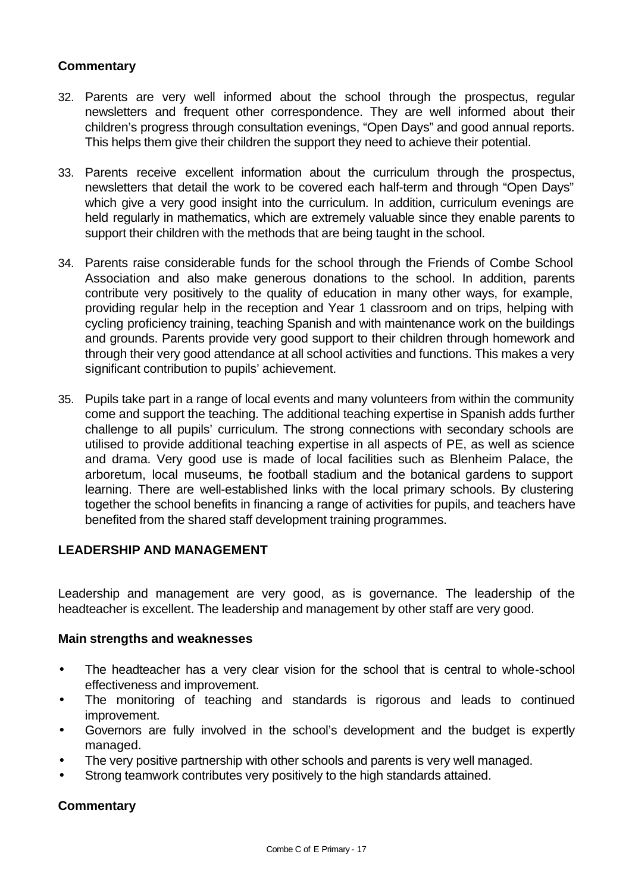### Commentary

32. Parents are very well informed about the school through the prospectus, regular newsletters and frequent other correspondence. They are well informed about their children's progress through consultation evenings, "Open Days" and good annual reports. This helps them give their children the support they need to achieve their potential.

33. Parents receive excellent information about the curriculum through the prospectus, newsletters that detail the work to be covered each half-term and through "Open Days" which give a very good insight into the curriculum. In addition, curriculum evenings are held regularly in mathematics, which are extremely valuable since they enable parents to support their children with the methods that are being taught in the school.

34. Parents raise considerable funds for the school through the Friends of Combe School Association and also make generous donations to the school. In addition, parents contribute very positively to the quality of education in many other ways, for example, providing regular help in the reception and Year 1 classroom and on trips, helping with cycling proficiency training, teaching Spanish and with maintenance work on the buildings and grounds. Parents provide very good support to their children through homework and through their very good attendance at all school activities and functions. This makes a very significant contribution to pupils' achievement.

35. Pupils take part in a range of local events and many volunteers from within the community come and support the teaching. The additional teaching expertise in Spanish adds further challenge to all pupils' curriculum. The strong connections with secondary schools are utilised to provide additional teaching expertise in all aspects of PE, as well as science and drama. Very good use is made of local facilities such as Blenheim Palace, the arboretum, local museums, the football stadium and the botanical gardens to support learning. There are well-established links with the local primary schools. By clustering together the school benefits in financing a range of activities for pupils, and teachers have benefited from the shared staff development training programmes.

## LEADERSHIP AND MANAGEMENT

Leadership and management are very good, as is governance. The leadership of the headteacher is excellent. The leadership and management by other staff are very good.

### Main strengths and weaknesses

- The headteacher has a very clear vision for the school that is central to whole-school effectiveness and improvement.
- The monitoring of teaching and standards is rigorous and leads to continued improvement.
- Governors are fully involved in the school's development and the budget is expertly managed.
- The very positive partnership with other schools and parents is very well managed.
- Strong teamwork contributes very positively to the high standards attained.

### Commentary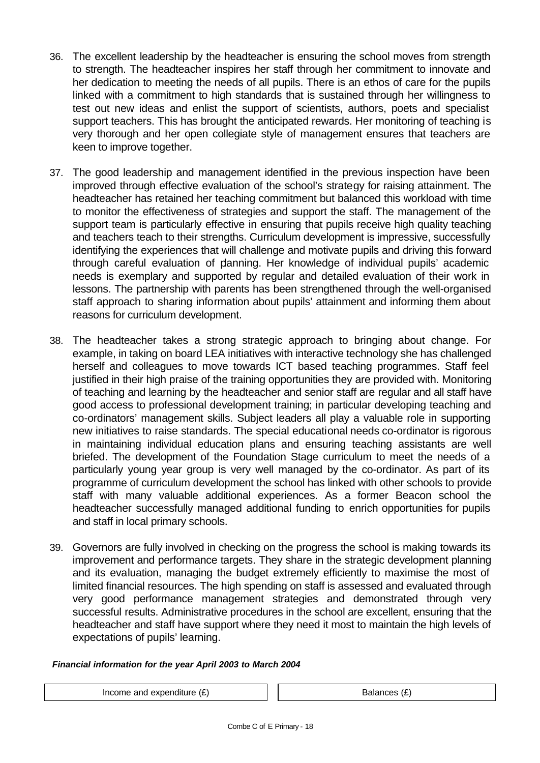36. The excellent leadership by the headteacher is ensuring the school moves from strength to strength. The headteacher inspires her staff through her commitment to innovate and her dedication to meeting the needs of all pupils. There is an ethos of care for the pupils linked with a commitment to high standards that is sustained through her willingness to test out new ideas and enlist the support of scientists, authors, poets and specialist support teachers. This has brought the anticipated rewards. Her monitoring of teaching is very thorough and her open collegiate style of management ensures that teachers are keen to improve together.

37. The good leadership and management identified in the previous inspection have been improved through effective evaluation of the school's strategy for raising attainment. The headteacher has retained her teaching commitment but balanced this workload with time to monitor the effectiveness of strategies and support the staff. The management of the support team is particularly effective in ensuring that pupils receive high quality teaching and teachers teach to their strengths. Curriculum development is impressive, successfully identifying the experiences that will challenge and motivate pupils and driving this forward through careful evaluation of planning. Her knowledge of individual pupils' academic needs is exemplary and supported by regular and detailed evaluation of their work in lessons. The partnership with parents has been strengthened through the well-organised staff approach to sharing information about pupils' attainment and informing them about reasons for curriculum development.

38. The headteacher takes a strong strategic approach to bringing about change. For example, in taking on board LEA initiatives with interactive technology she has challenged herself and colleagues to move towards ICT based teaching programmes. Staff feel justified in their high praise of the training opportunities they are provided with. Monitoring of teaching and learning by the headteacher and senior staff are regular and all staff have good access to professional development training; in particular developing teaching and co-ordinators' management skills. Subject leaders all play a valuable role in supporting new initiatives to raise standards. The special educational needs co-ordinator is rigorous in maintaining individual education plans and ensuring teaching assistants are well briefed. The development of the Foundation Stage curriculum to meet the needs of a particularly young year group is very well managed by the co-ordinator. As part of its programme of curriculum development the school has linked with other schools to provide staff with many valuable additional experiences. As a former Beacon school the headteacher successfully managed additional funding to enrich opportunities for pupils and staff in local primary schools.

39. Governors are fully involved in checking on the progress the school is making towards its improvement and performance targets. They share in the strategic development planning and its evaluation, managing the budget extremely efficiently to maximise the most of limited financial resources. The high spending on staff is assessed and evaluated through very good performance management strategies and demonstrated through very successful results. Administrative procedures in the school are excellent, ensuring that the headteacher and staff have support where they need it most to maintain the high levels of expectations of pupils' learning.

***Financial information for the year April 2003 to March 2004***

| Income and expenditure (£) |
| --- |

| Balances (£) |
| --- |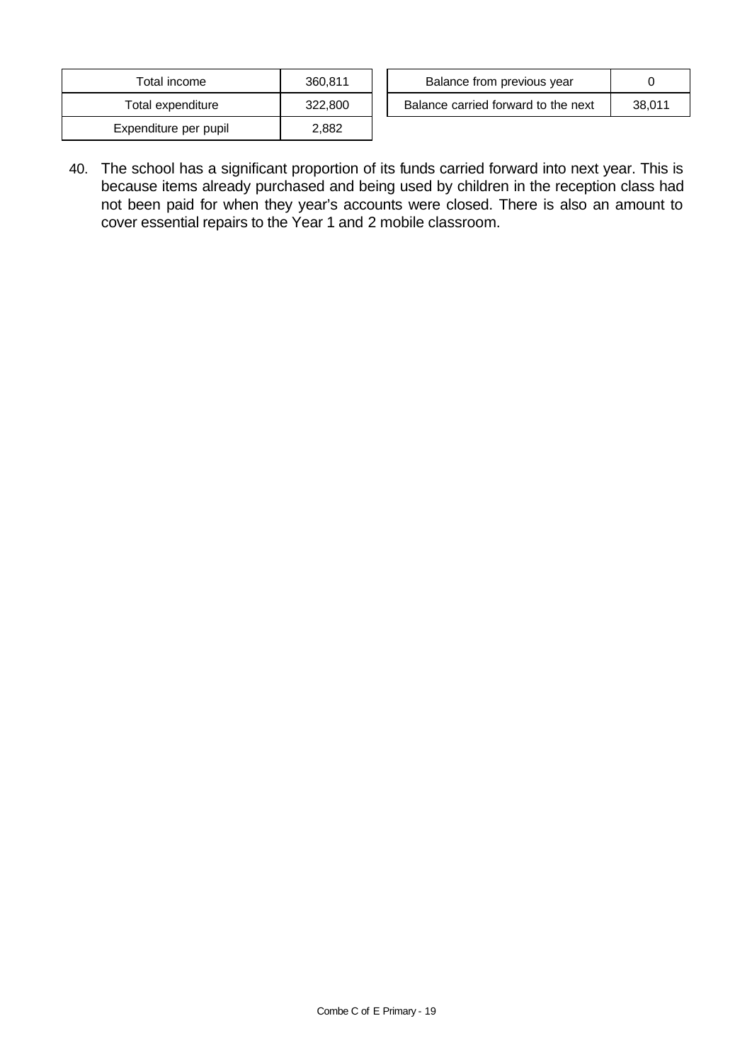| Total income | 360,811 |
| --- | --- |
| Total expenditure | 322,800 |
| Expenditure per pupil | 2,882 |

| Balance from previous year | 0 |
| --- | --- |
| Balance carried forward to the next | 38,011 |

40. The school has a significant proportion of its funds carried forward into next year. This is because items already purchased and being used by children in the reception class had not been paid for when they year's accounts were closed. There is also an amount to cover essential repairs to the Year 1 and 2 mobile classroom.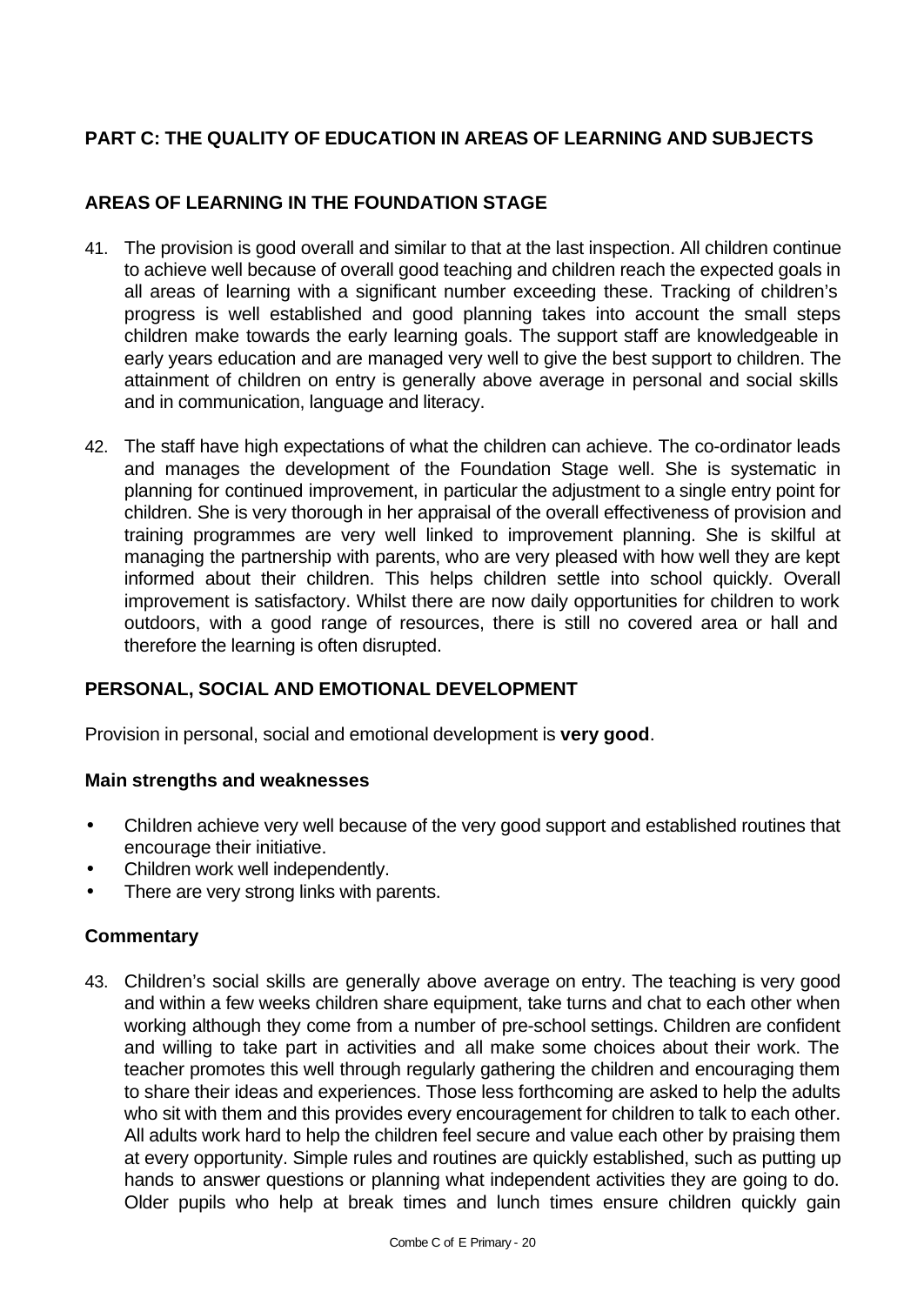## PART C: THE QUALITY OF EDUCATION IN AREAS OF LEARNING AND SUBJECTS

### AREAS OF LEARNING IN THE FOUNDATION STAGE

41. The provision is good overall and similar to that at the last inspection. All children continue to achieve well because of overall good teaching and children reach the expected goals in all areas of learning with a significant number exceeding these. Tracking of children's progress is well established and good planning takes into account the small steps children make towards the early learning goals. The support staff are knowledgeable in early years education and are managed very well to give the best support to children. The attainment of children on entry is generally above average in personal and social skills and in communication, language and literacy.

42. The staff have high expectations of what the children can achieve. The co-ordinator leads and manages the development of the Foundation Stage well. She is systematic in planning for continued improvement, in particular the adjustment to a single entry point for children. She is very thorough in her appraisal of the overall effectiveness of provision and training programmes are very well linked to improvement planning. She is skilful at managing the partnership with parents, who are very pleased with how well they are kept informed about their children. This helps children settle into school quickly. Overall improvement is satisfactory. Whilst there are now daily opportunities for children to work outdoors, with a good range of resources, there is still no covered area or hall and therefore the learning is often disrupted.

### PERSONAL, SOCIAL AND EMOTIONAL DEVELOPMENT

Provision in personal, social and emotional development is **very good**.

#### Main strengths and weaknesses

- Children achieve very well because of the very good support and established routines that encourage their initiative.
- Children work well independently.
- There are very strong links with parents.

#### Commentary

43. Children's social skills are generally above average on entry. The teaching is very good and within a few weeks children share equipment, take turns and chat to each other when working although they come from a number of pre-school settings. Children are confident and willing to take part in activities and all make some choices about their work. The teacher promotes this well through regularly gathering the children and encouraging them to share their ideas and experiences. Those less forthcoming are asked to help the adults who sit with them and this provides every encouragement for children to talk to each other. All adults work hard to help the children feel secure and value each other by praising them at every opportunity. Simple rules and routines are quickly established, such as putting up hands to answer questions or planning what independent activities they are going to do. Older pupils who help at break times and lunch times ensure children quickly gain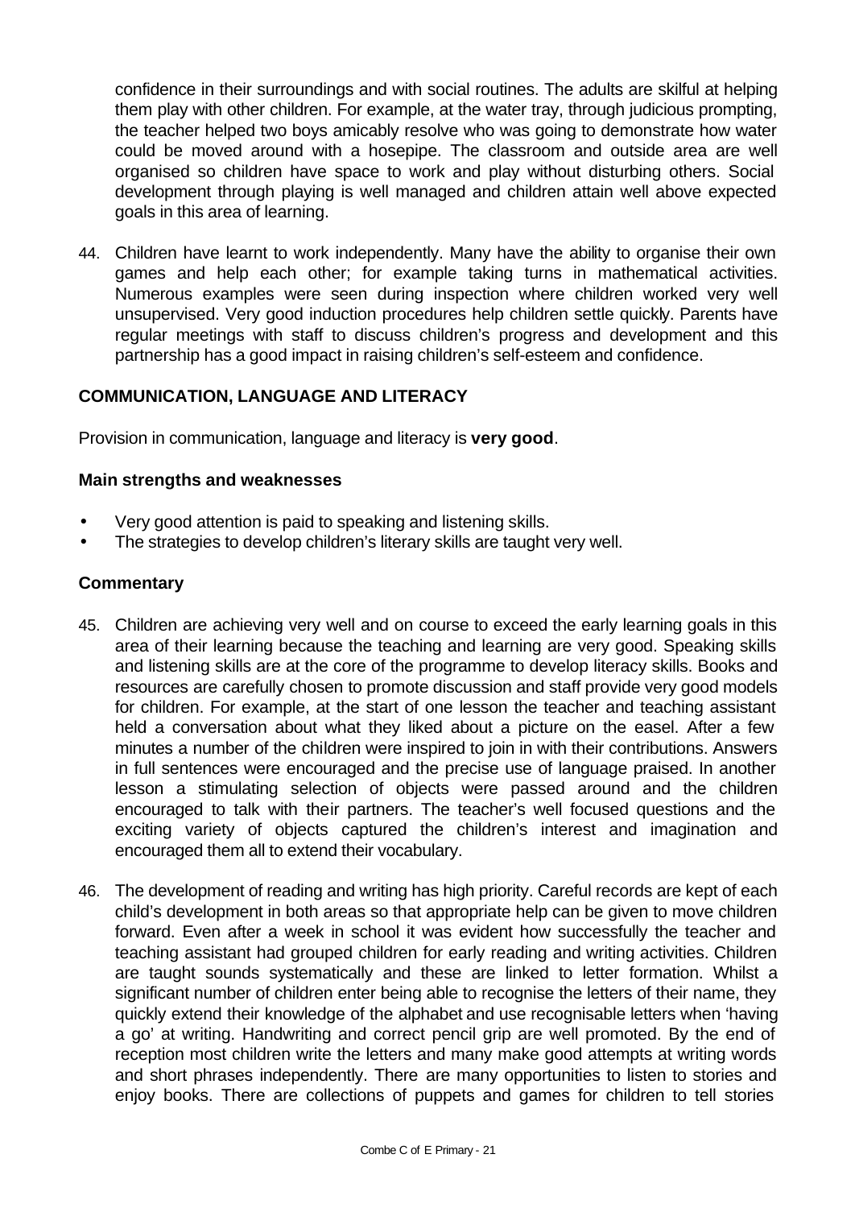confidence in their surroundings and with social routines. The adults are skilful at helping them play with other children. For example, at the water tray, through judicious prompting, the teacher helped two boys amicably resolve who was going to demonstrate how water could be moved around with a hosepipe. The classroom and outside area are well organised so children have space to work and play without disturbing others. Social development through playing is well managed and children attain well above expected goals in this area of learning.

44. Children have learnt to work independently. Many have the ability to organise their own games and help each other; for example taking turns in mathematical activities. Numerous examples were seen during inspection where children worked very well unsupervised. Very good induction procedures help children settle quickly. Parents have regular meetings with staff to discuss children's progress and development and this partnership has a good impact in raising children's self-esteem and confidence.

## COMMUNICATION, LANGUAGE AND LITERACY

Provision in communication, language and literacy is **very good**.

### Main strengths and weaknesses

- Very good attention is paid to speaking and listening skills.
- The strategies to develop children's literary skills are taught very well.

### Commentary

45. Children are achieving very well and on course to exceed the early learning goals in this area of their learning because the teaching and learning are very good. Speaking skills and listening skills are at the core of the programme to develop literacy skills. Books and resources are carefully chosen to promote discussion and staff provide very good models for children. For example, at the start of one lesson the teacher and teaching assistant held a conversation about what they liked about a picture on the easel. After a few minutes a number of the children were inspired to join in with their contributions. Answers in full sentences were encouraged and the precise use of language praised. In another lesson a stimulating selection of objects were passed around and the children encouraged to talk with their partners. The teacher's well focused questions and the exciting variety of objects captured the children's interest and imagination and encouraged them all to extend their vocabulary.

46. The development of reading and writing has high priority. Careful records are kept of each child's development in both areas so that appropriate help can be given to move children forward. Even after a week in school it was evident how successfully the teacher and teaching assistant had grouped children for early reading and writing activities. Children are taught sounds systematically and these are linked to letter formation. Whilst a significant number of children enter being able to recognise the letters of their name, they quickly extend their knowledge of the alphabet and use recognisable letters when 'having a go' at writing. Handwriting and correct pencil grip are well promoted. By the end of reception most children write the letters and many make good attempts at writing words and short phrases independently. There are many opportunities to listen to stories and enjoy books. There are collections of puppets and games for children to tell stories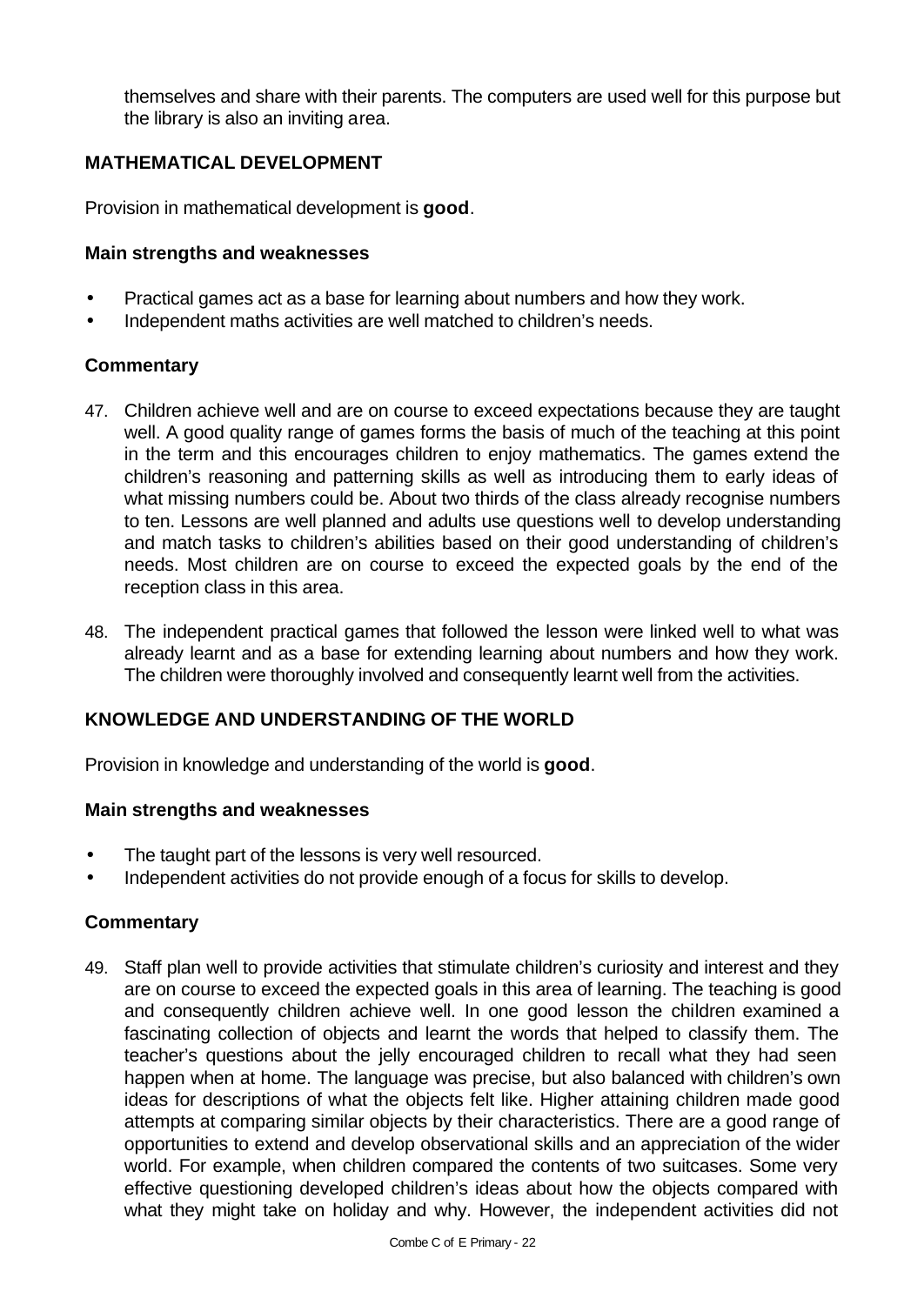themselves and share with their parents. The computers are used well for this purpose but the library is also an inviting area.

## MATHEMATICAL DEVELOPMENT

Provision in mathematical development is **good**.

### Main strengths and weaknesses

- Practical games act as a base for learning about numbers and how they work.
- Independent maths activities are well matched to children's needs.

### Commentary

47. Children achieve well and are on course to exceed expectations because they are taught well. A good quality range of games forms the basis of much of the teaching at this point in the term and this encourages children to enjoy mathematics. The games extend the children's reasoning and patterning skills as well as introducing them to early ideas of what missing numbers could be. About two thirds of the class already recognise numbers to ten. Lessons are well planned and adults use questions well to develop understanding and match tasks to children's abilities based on their good understanding of children's needs. Most children are on course to exceed the expected goals by the end of the reception class in this area.

48. The independent practical games that followed the lesson were linked well to what was already learnt and as a base for extending learning about numbers and how they work. The children were thoroughly involved and consequently learnt well from the activities.

## KNOWLEDGE AND UNDERSTANDING OF THE WORLD

Provision in knowledge and understanding of the world is **good**.

### Main strengths and weaknesses

- The taught part of the lessons is very well resourced.
- Independent activities do not provide enough of a focus for skills to develop.

### Commentary

49. Staff plan well to provide activities that stimulate children's curiosity and interest and they are on course to exceed the expected goals in this area of learning. The teaching is good and consequently children achieve well. In one good lesson the children examined a fascinating collection of objects and learnt the words that helped to classify them. The teacher's questions about the jelly encouraged children to recall what they had seen happen when at home. The language was precise, but also balanced with children's own ideas for descriptions of what the objects felt like. Higher attaining children made good attempts at comparing similar objects by their characteristics. There are a good range of opportunities to extend and develop observational skills and an appreciation of the wider world. For example, when children compared the contents of two suitcases. Some very effective questioning developed children's ideas about how the objects compared with what they might take on holiday and why. However, the independent activities did not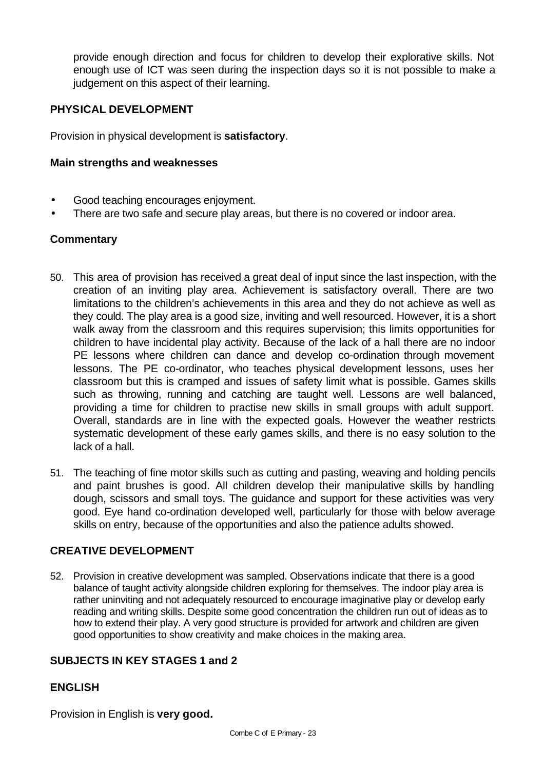provide enough direction and focus for children to develop their explorative skills. Not enough use of ICT was seen during the inspection days so it is not possible to make a judgement on this aspect of their learning.

## PHYSICAL DEVELOPMENT

Provision in physical development is **satisfactory**.

### Main strengths and weaknesses

- Good teaching encourages enjoyment.
- There are two safe and secure play areas, but there is no covered or indoor area.

### Commentary

50. This area of provision has received a great deal of input since the last inspection, with the creation of an inviting play area. Achievement is satisfactory overall. There are two limitations to the children's achievements in this area and they do not achieve as well as they could. The play area is a good size, inviting and well resourced. However, it is a short walk away from the classroom and this requires supervision; this limits opportunities for children to have incidental play activity. Because of the lack of a hall there are no indoor PE lessons where children can dance and develop co-ordination through movement lessons. The PE co-ordinator, who teaches physical development lessons, uses her classroom but this is cramped and issues of safety limit what is possible. Games skills such as throwing, running and catching are taught well. Lessons are well balanced, providing a time for children to practise new skills in small groups with adult support. Overall, standards are in line with the expected goals. However the weather restricts systematic development of these early games skills, and there is no easy solution to the lack of a hall.

51. The teaching of fine motor skills such as cutting and pasting, weaving and holding pencils and paint brushes is good. All children develop their manipulative skills by handling dough, scissors and small toys. The guidance and support for these activities was very good. Eye hand co-ordination developed well, particularly for those with below average skills on entry, because of the opportunities and also the patience adults showed.

## CREATIVE DEVELOPMENT

52. Provision in creative development was sampled. Observations indicate that there is a good balance of taught activity alongside children exploring for themselves. The indoor play area is rather uninviting and not adequately resourced to encourage imaginative play or develop early reading and writing skills. Despite some good concentration the children run out of ideas as to how to extend their play. A very good structure is provided for artwork and children are given good opportunities to show creativity and make choices in the making area.

## SUBJECTS IN KEY STAGES 1 and 2

## ENGLISH

Provision in English is **very good.**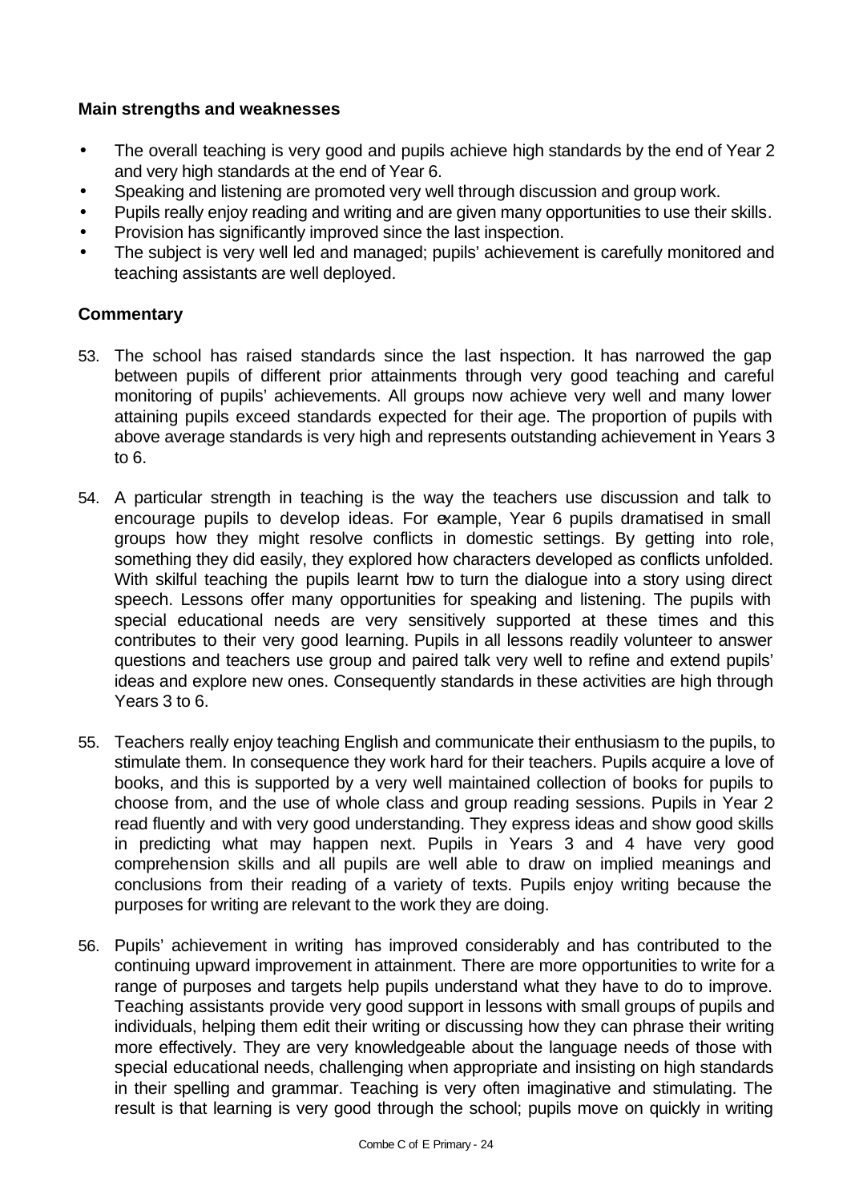**Main strengths and weaknesses**

- The overall teaching is very good and pupils achieve high standards by the end of Year 2 and very high standards at the end of Year 6.
- Speaking and listening are promoted very well through discussion and group work.
- Pupils really enjoy reading and writing and are given many opportunities to use their skills.
- Provision has significantly improved since the last inspection.
- The subject is very well led and managed; pupils' achievement is carefully monitored and teaching assistants are well deployed.

**Commentary**

53. The school has raised standards since the last inspection. It has narrowed the gap between pupils of different prior attainments through very good teaching and careful monitoring of pupils' achievements. All groups now achieve very well and many lower attaining pupils exceed standards expected for their age. The proportion of pupils with above average standards is very high and represents outstanding achievement in Years 3 to 6.

54. A particular strength in teaching is the way the teachers use discussion and talk to encourage pupils to develop ideas. For example, Year 6 pupils dramatised in small groups how they might resolve conflicts in domestic settings. By getting into role, something they did easily, they explored how characters developed as conflicts unfolded. With skilful teaching the pupils learnt how to turn the dialogue into a story using direct speech. Lessons offer many opportunities for speaking and listening. The pupils with special educational needs are very sensitively supported at these times and this contributes to their very good learning. Pupils in all lessons readily volunteer to answer questions and teachers use group and paired talk very well to refine and extend pupils' ideas and explore new ones. Consequently standards in these activities are high through Years 3 to 6.

55. Teachers really enjoy teaching English and communicate their enthusiasm to the pupils, to stimulate them. In consequence they work hard for their teachers. Pupils acquire a love of books, and this is supported by a very well maintained collection of books for pupils to choose from, and the use of whole class and group reading sessions. Pupils in Year 2 read fluently and with very good understanding. They express ideas and show good skills in predicting what may happen next. Pupils in Years 3 and 4 have very good comprehension skills and all pupils are well able to draw on implied meanings and conclusions from their reading of a variety of texts. Pupils enjoy writing because the purposes for writing are relevant to the work they are doing.

56. Pupils' achievement in writing has improved considerably and has contributed to the continuing upward improvement in attainment. There are more opportunities to write for a range of purposes and targets help pupils understand what they have to do to improve. Teaching assistants provide very good support in lessons with small groups of pupils and individuals, helping them edit their writing or discussing how they can phrase their writing more effectively. They are very knowledgeable about the language needs of those with special educational needs, challenging when appropriate and insisting on high standards in their spelling and grammar. Teaching is very often imaginative and stimulating. The result is that learning is very good through the school; pupils move on quickly in writing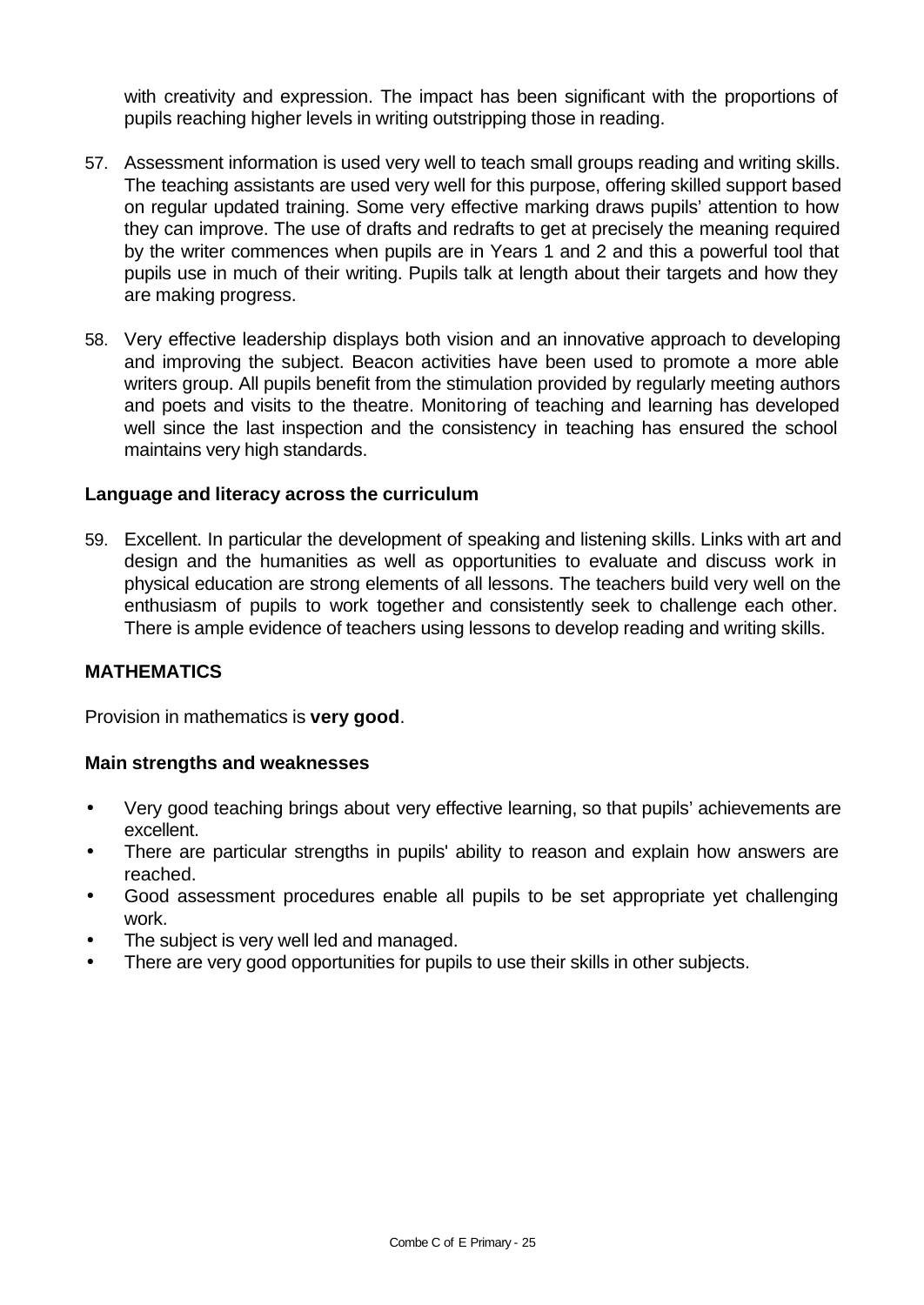with creativity and expression. The impact has been significant with the proportions of pupils reaching higher levels in writing outstripping those in reading.

57. Assessment information is used very well to teach small groups reading and writing skills. The teaching assistants are used very well for this purpose, offering skilled support based on regular updated training. Some very effective marking draws pupils' attention to how they can improve. The use of drafts and redrafts to get at precisely the meaning required by the writer commences when pupils are in Years 1 and 2 and this a powerful tool that pupils use in much of their writing. Pupils talk at length about their targets and how they are making progress.

58. Very effective leadership displays both vision and an innovative approach to developing and improving the subject. Beacon activities have been used to promote a more able writers group. All pupils benefit from the stimulation provided by regularly meeting authors and poets and visits to the theatre. Monitoring of teaching and learning has developed well since the last inspection and the consistency in teaching has ensured the school maintains very high standards.

### Language and literacy across the curriculum

59. Excellent. In particular the development of speaking and listening skills. Links with art and design and the humanities as well as opportunities to evaluate and discuss work in physical education are strong elements of all lessons. The teachers build very well on the enthusiasm of pupils to work together and consistently seek to challenge each other. There is ample evidence of teachers using lessons to develop reading and writing skills.

## MATHEMATICS

Provision in mathematics is **very good**.

### Main strengths and weaknesses

- Very good teaching brings about very effective learning, so that pupils' achievements are excellent.
- There are particular strengths in pupils' ability to reason and explain how answers are reached.
- Good assessment procedures enable all pupils to be set appropriate yet challenging work.
- The subject is very well led and managed.
- There are very good opportunities for pupils to use their skills in other subjects.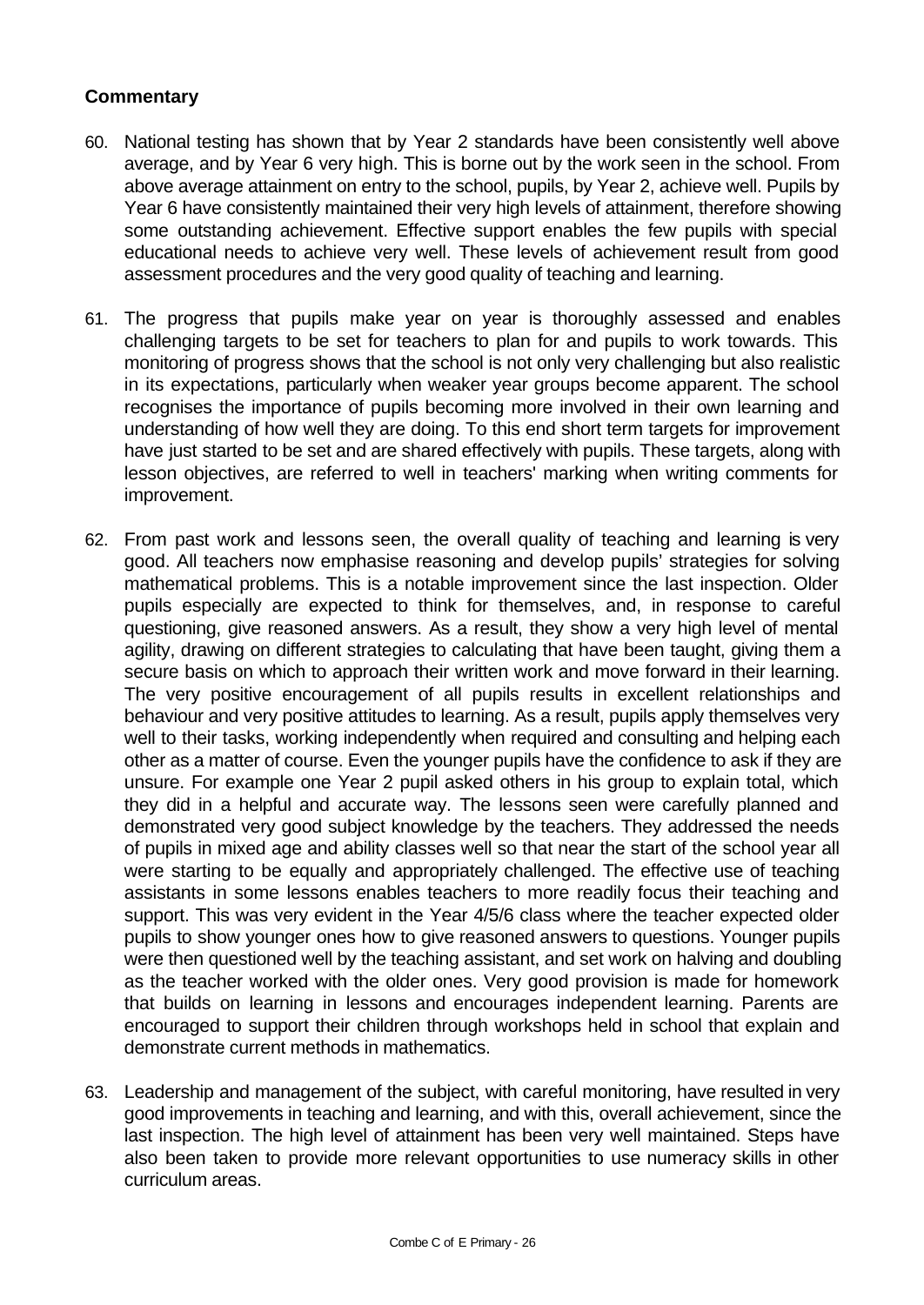**Commentary**

60. National testing has shown that by Year 2 standards have been consistently well above average, and by Year 6 very high. This is borne out by the work seen in the school. From above average attainment on entry to the school, pupils, by Year 2, achieve well. Pupils by Year 6 have consistently maintained their very high levels of attainment, therefore showing some outstanding achievement. Effective support enables the few pupils with special educational needs to achieve very well. These levels of achievement result from good assessment procedures and the very good quality of teaching and learning.

61. The progress that pupils make year on year is thoroughly assessed and enables challenging targets to be set for teachers to plan for and pupils to work towards. This monitoring of progress shows that the school is not only very challenging but also realistic in its expectations, particularly when weaker year groups become apparent. The school recognises the importance of pupils becoming more involved in their own learning and understanding of how well they are doing. To this end short term targets for improvement have just started to be set and are shared effectively with pupils. These targets, along with lesson objectives, are referred to well in teachers' marking when writing comments for improvement.

62. From past work and lessons seen, the overall quality of teaching and learning is very good. All teachers now emphasise reasoning and develop pupils' strategies for solving mathematical problems. This is a notable improvement since the last inspection. Older pupils especially are expected to think for themselves, and, in response to careful questioning, give reasoned answers. As a result, they show a very high level of mental agility, drawing on different strategies to calculating that have been taught, giving them a secure basis on which to approach their written work and move forward in their learning. The very positive encouragement of all pupils results in excellent relationships and behaviour and very positive attitudes to learning. As a result, pupils apply themselves very well to their tasks, working independently when required and consulting and helping each other as a matter of course. Even the younger pupils have the confidence to ask if they are unsure. For example one Year 2 pupil asked others in his group to explain total, which they did in a helpful and accurate way. The lessons seen were carefully planned and demonstrated very good subject knowledge by the teachers. They addressed the needs of pupils in mixed age and ability classes well so that near the start of the school year all were starting to be equally and appropriately challenged. The effective use of teaching assistants in some lessons enables teachers to more readily focus their teaching and support. This was very evident in the Year 4/5/6 class where the teacher expected older pupils to show younger ones how to give reasoned answers to questions. Younger pupils were then questioned well by the teaching assistant, and set work on halving and doubling as the teacher worked with the older ones. Very good provision is made for homework that builds on learning in lessons and encourages independent learning. Parents are encouraged to support their children through workshops held in school that explain and demonstrate current methods in mathematics.

63. Leadership and management of the subject, with careful monitoring, have resulted in very good improvements in teaching and learning, and with this, overall achievement, since the last inspection. The high level of attainment has been very well maintained. Steps have also been taken to provide more relevant opportunities to use numeracy skills in other curriculum areas.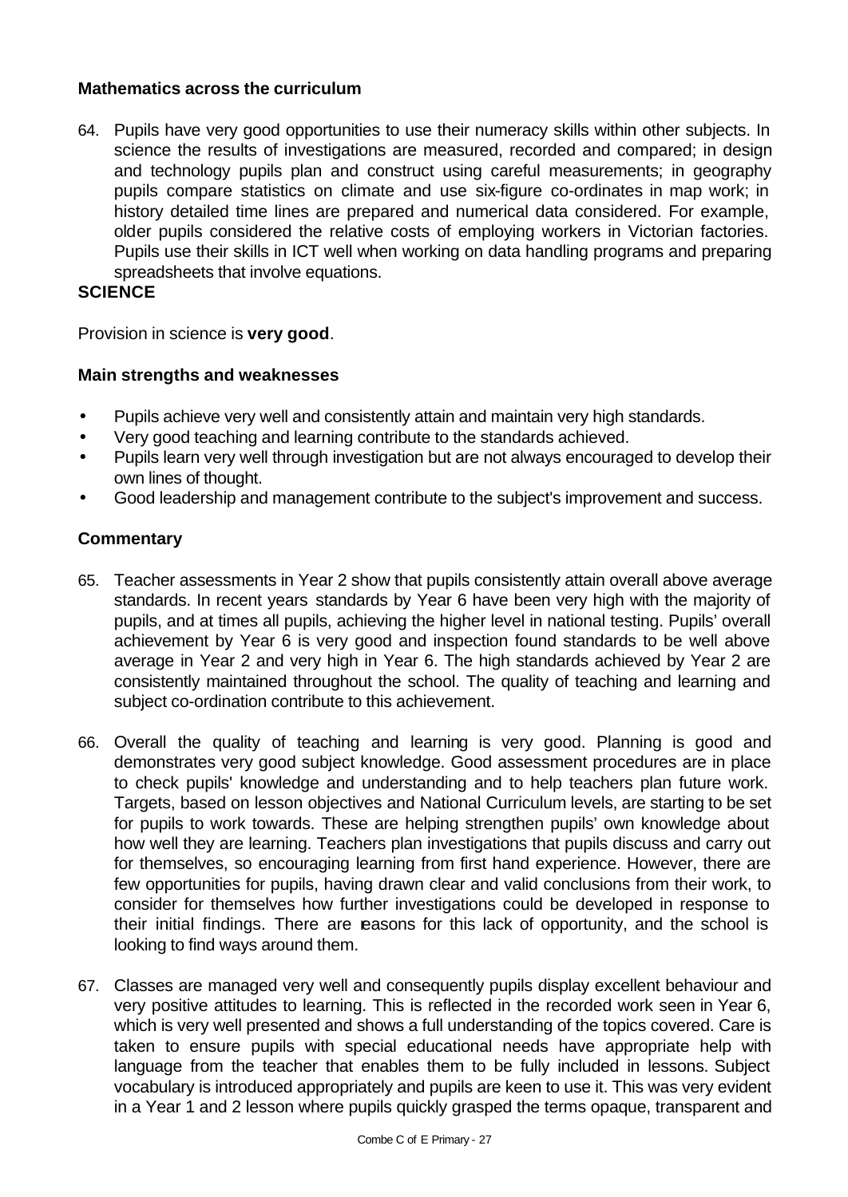### Mathematics across the curriculum

64. Pupils have very good opportunities to use their numeracy skills within other subjects. In science the results of investigations are measured, recorded and compared; in design and technology pupils plan and construct using careful measurements; in geography pupils compare statistics on climate and use six-figure co-ordinates in map work; in history detailed time lines are prepared and numerical data considered. For example, older pupils considered the relative costs of employing workers in Victorian factories. Pupils use their skills in ICT well when working on data handling programs and preparing spreadsheets that involve equations.

## SCIENCE

Provision in science is **very good**.

### Main strengths and weaknesses

- Pupils achieve very well and consistently attain and maintain very high standards.
- Very good teaching and learning contribute to the standards achieved.
- Pupils learn very well through investigation but are not always encouraged to develop their own lines of thought.
- Good leadership and management contribute to the subject's improvement and success.

### Commentary

65. Teacher assessments in Year 2 show that pupils consistently attain overall above average standards. In recent years standards by Year 6 have been very high with the majority of pupils, and at times all pupils, achieving the higher level in national testing. Pupils' overall achievement by Year 6 is very good and inspection found standards to be well above average in Year 2 and very high in Year 6. The high standards achieved by Year 2 are consistently maintained throughout the school. The quality of teaching and learning and subject co-ordination contribute to this achievement.

66. Overall the quality of teaching and learning is very good. Planning is good and demonstrates very good subject knowledge. Good assessment procedures are in place to check pupils' knowledge and understanding and to help teachers plan future work. Targets, based on lesson objectives and National Curriculum levels, are starting to be set for pupils to work towards. These are helping strengthen pupils' own knowledge about how well they are learning. Teachers plan investigations that pupils discuss and carry out for themselves, so encouraging learning from first hand experience. However, there are few opportunities for pupils, having drawn clear and valid conclusions from their work, to consider for themselves how further investigations could be developed in response to their initial findings. There are reasons for this lack of opportunity, and the school is looking to find ways around them.

67. Classes are managed very well and consequently pupils display excellent behaviour and very positive attitudes to learning. This is reflected in the recorded work seen in Year 6, which is very well presented and shows a full understanding of the topics covered. Care is taken to ensure pupils with special educational needs have appropriate help with language from the teacher that enables them to be fully included in lessons. Subject vocabulary is introduced appropriately and pupils are keen to use it. This was very evident in a Year 1 and 2 lesson where pupils quickly grasped the terms opaque, transparent and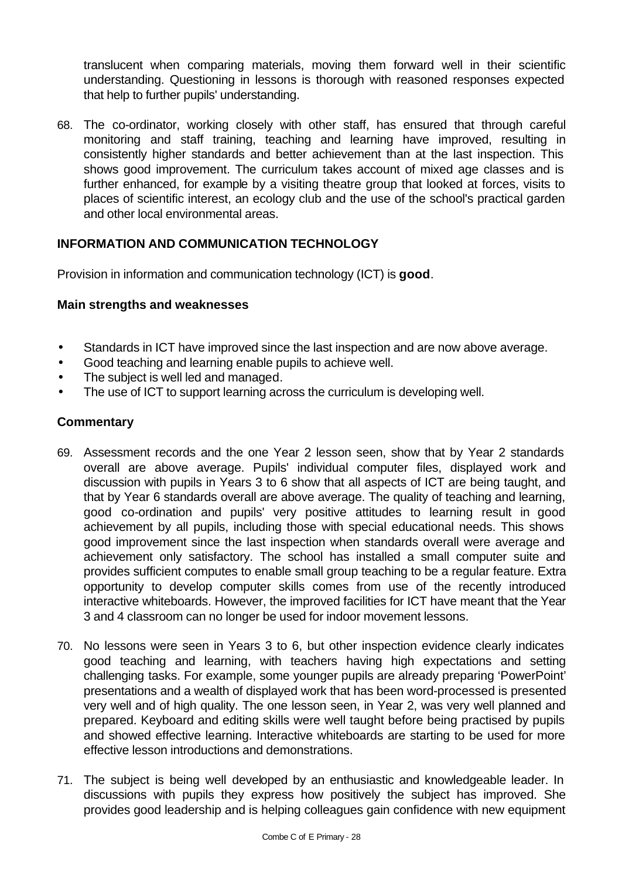translucent when comparing materials, moving them forward well in their scientific understanding. Questioning in lessons is thorough with reasoned responses expected that help to further pupils' understanding.

68. The co-ordinator, working closely with other staff, has ensured that through careful monitoring and staff training, teaching and learning have improved, resulting in consistently higher standards and better achievement than at the last inspection. This shows good improvement. The curriculum takes account of mixed age classes and is further enhanced, for example by a visiting theatre group that looked at forces, visits to places of scientific interest, an ecology club and the use of the school's practical garden and other local environmental areas.

## INFORMATION AND COMMUNICATION TECHNOLOGY

Provision in information and communication technology (ICT) is **good**.

### Main strengths and weaknesses

- Standards in ICT have improved since the last inspection and are now above average.
- Good teaching and learning enable pupils to achieve well.
- The subject is well led and managed.
- The use of ICT to support learning across the curriculum is developing well.

### Commentary

69. Assessment records and the one Year 2 lesson seen, show that by Year 2 standards overall are above average. Pupils' individual computer files, displayed work and discussion with pupils in Years 3 to 6 show that all aspects of ICT are being taught, and that by Year 6 standards overall are above average. The quality of teaching and learning, good co-ordination and pupils' very positive attitudes to learning result in good achievement by all pupils, including those with special educational needs. This shows good improvement since the last inspection when standards overall were average and achievement only satisfactory. The school has installed a small computer suite and provides sufficient computes to enable small group teaching to be a regular feature. Extra opportunity to develop computer skills comes from use of the recently introduced interactive whiteboards. However, the improved facilities for ICT have meant that the Year 3 and 4 classroom can no longer be used for indoor movement lessons.

70. No lessons were seen in Years 3 to 6, but other inspection evidence clearly indicates good teaching and learning, with teachers having high expectations and setting challenging tasks. For example, some younger pupils are already preparing 'PowerPoint' presentations and a wealth of displayed work that has been word-processed is presented very well and of high quality. The one lesson seen, in Year 2, was very well planned and prepared. Keyboard and editing skills were well taught before being practised by pupils and showed effective learning. Interactive whiteboards are starting to be used for more effective lesson introductions and demonstrations.

71. The subject is being well developed by an enthusiastic and knowledgeable leader. In discussions with pupils they express how positively the subject has improved. She provides good leadership and is helping colleagues gain confidence with new equipment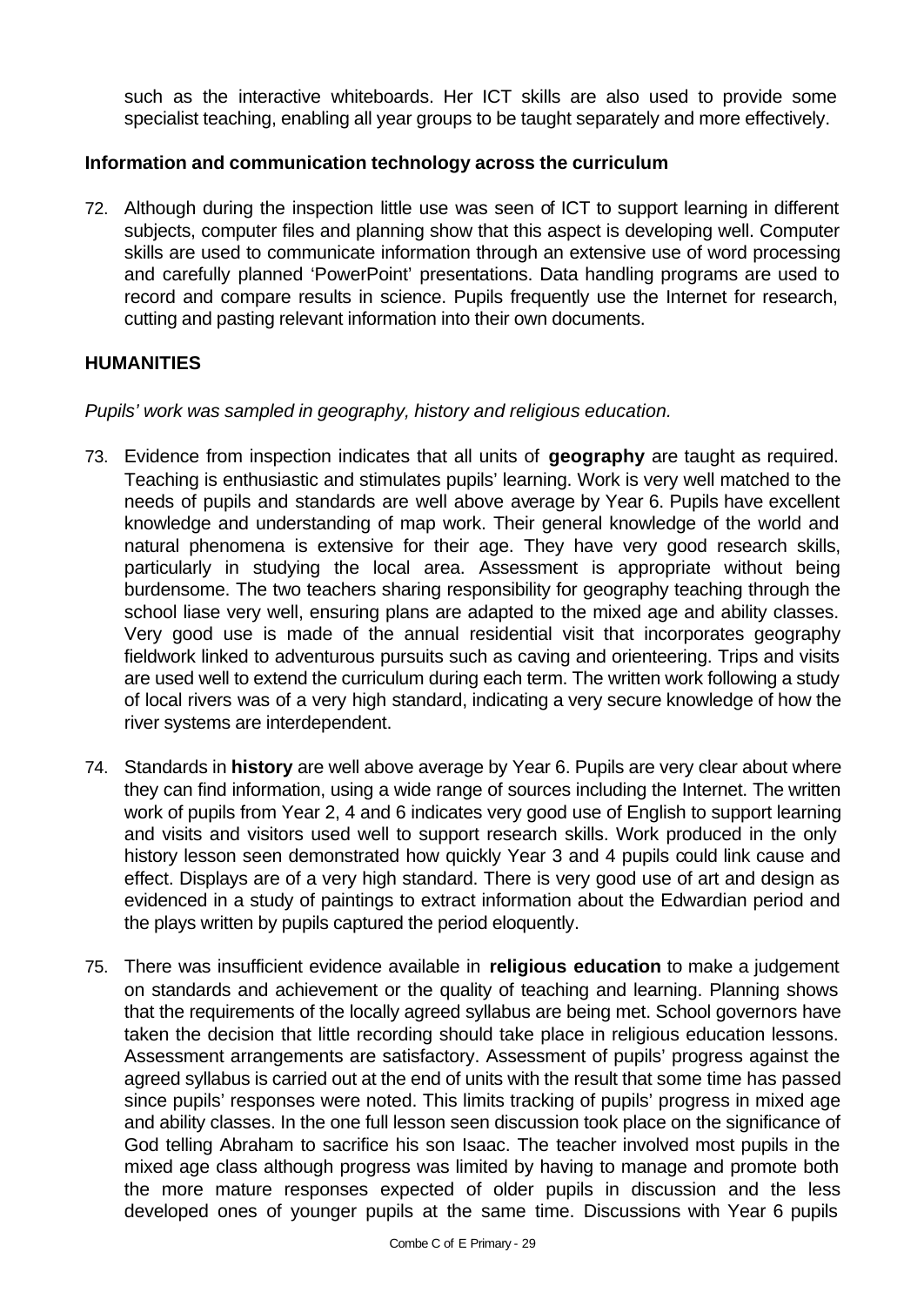such as the interactive whiteboards. Her ICT skills are also used to provide some specialist teaching, enabling all year groups to be taught separately and more effectively.

### Information and communication technology across the curriculum

72. Although during the inspection little use was seen of ICT to support learning in different subjects, computer files and planning show that this aspect is developing well. Computer skills are used to communicate information through an extensive use of word processing and carefully planned 'PowerPoint' presentations. Data handling programs are used to record and compare results in science. Pupils frequently use the Internet for research, cutting and pasting relevant information into their own documents.

## HUMANITIES

*Pupils' work was sampled in geography, history and religious education.*

73. Evidence from inspection indicates that all units of **geography** are taught as required. Teaching is enthusiastic and stimulates pupils' learning. Work is very well matched to the needs of pupils and standards are well above average by Year 6. Pupils have excellent knowledge and understanding of map work. Their general knowledge of the world and natural phenomena is extensive for their age. They have very good research skills, particularly in studying the local area. Assessment is appropriate without being burdensome. The two teachers sharing responsibility for geography teaching through the school liase very well, ensuring plans are adapted to the mixed age and ability classes. Very good use is made of the annual residential visit that incorporates geography fieldwork linked to adventurous pursuits such as caving and orienteering. Trips and visits are used well to extend the curriculum during each term. The written work following a study of local rivers was of a very high standard, indicating a very secure knowledge of how the river systems are interdependent.

74. Standards in **history** are well above average by Year 6. Pupils are very clear about where they can find information, using a wide range of sources including the Internet. The written work of pupils from Year 2, 4 and 6 indicates very good use of English to support learning and visits and visitors used well to support research skills. Work produced in the only history lesson seen demonstrated how quickly Year 3 and 4 pupils could link cause and effect. Displays are of a very high standard. There is very good use of art and design as evidenced in a study of paintings to extract information about the Edwardian period and the plays written by pupils captured the period eloquently.

75. There was insufficient evidence available in **religious education** to make a judgement on standards and achievement or the quality of teaching and learning. Planning shows that the requirements of the locally agreed syllabus are being met. School governors have taken the decision that little recording should take place in religious education lessons. Assessment arrangements are satisfactory. Assessment of pupils' progress against the agreed syllabus is carried out at the end of units with the result that some time has passed since pupils' responses were noted. This limits tracking of pupils' progress in mixed age and ability classes. In the one full lesson seen discussion took place on the significance of God telling Abraham to sacrifice his son Isaac. The teacher involved most pupils in the mixed age class although progress was limited by having to manage and promote both the more mature responses expected of older pupils in discussion and the less developed ones of younger pupils at the same time. Discussions with Year 6 pupils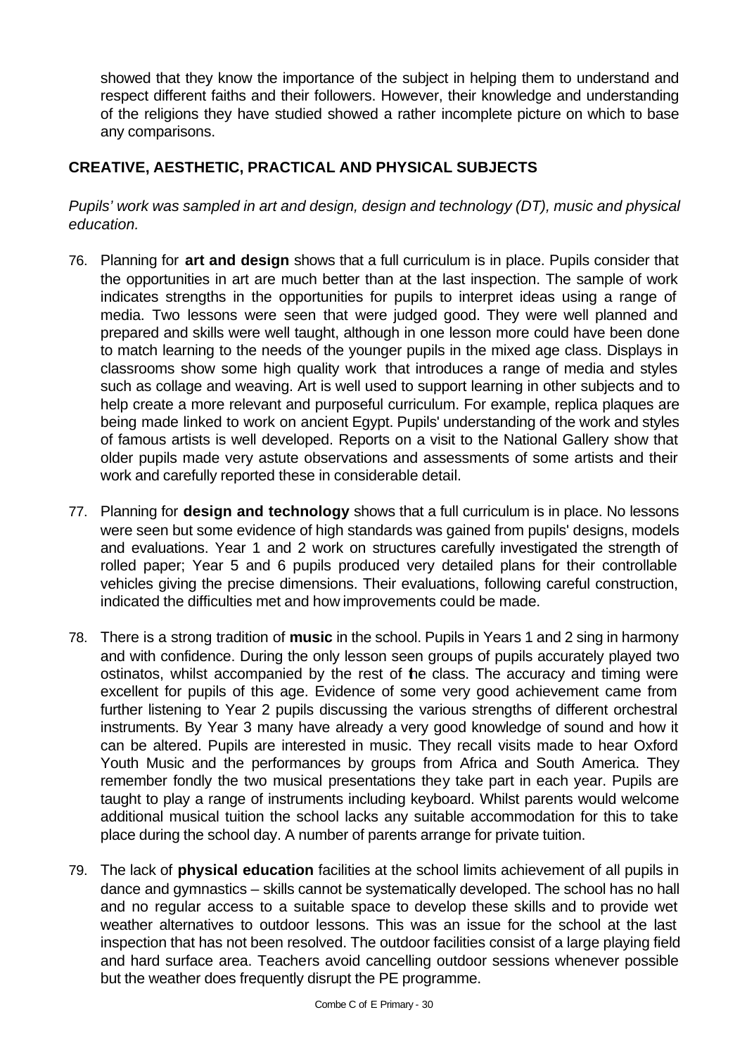showed that they know the importance of the subject in helping them to understand and respect different faiths and their followers. However, their knowledge and understanding of the religions they have studied showed a rather incomplete picture on which to base any comparisons.

## CREATIVE, AESTHETIC, PRACTICAL AND PHYSICAL SUBJECTS

*Pupils' work was sampled in art and design, design and technology (DT), music and physical education.*

76. Planning for **art and design** shows that a full curriculum is in place. Pupils consider that the opportunities in art are much better than at the last inspection. The sample of work indicates strengths in the opportunities for pupils to interpret ideas using a range of media. Two lessons were seen that were judged good. They were well planned and prepared and skills were well taught, although in one lesson more could have been done to match learning to the needs of the younger pupils in the mixed age class. Displays in classrooms show some high quality work that introduces a range of media and styles such as collage and weaving. Art is well used to support learning in other subjects and to help create a more relevant and purposeful curriculum. For example, replica plaques are being made linked to work on ancient Egypt. Pupils' understanding of the work and styles of famous artists is well developed. Reports on a visit to the National Gallery show that older pupils made very astute observations and assessments of some artists and their work and carefully reported these in considerable detail.

77. Planning for **design and technology** shows that a full curriculum is in place. No lessons were seen but some evidence of high standards was gained from pupils' designs, models and evaluations. Year 1 and 2 work on structures carefully investigated the strength of rolled paper; Year 5 and 6 pupils produced very detailed plans for their controllable vehicles giving the precise dimensions. Their evaluations, following careful construction, indicated the difficulties met and how improvements could be made.

78. There is a strong tradition of **music** in the school. Pupils in Years 1 and 2 sing in harmony and with confidence. During the only lesson seen groups of pupils accurately played two ostinatos, whilst accompanied by the rest of the class. The accuracy and timing were excellent for pupils of this age. Evidence of some very good achievement came from further listening to Year 2 pupils discussing the various strengths of different orchestral instruments. By Year 3 many have already a very good knowledge of sound and how it can be altered. Pupils are interested in music. They recall visits made to hear Oxford Youth Music and the performances by groups from Africa and South America. They remember fondly the two musical presentations they take part in each year. Pupils are taught to play a range of instruments including keyboard. Whilst parents would welcome additional musical tuition the school lacks any suitable accommodation for this to take place during the school day. A number of parents arrange for private tuition.

79. The lack of **physical education** facilities at the school limits achievement of all pupils in dance and gymnastics – skills cannot be systematically developed. The school has no hall and no regular access to a suitable space to develop these skills and to provide wet weather alternatives to outdoor lessons. This was an issue for the school at the last inspection that has not been resolved. The outdoor facilities consist of a large playing field and hard surface area. Teachers avoid cancelling outdoor sessions whenever possible but the weather does frequently disrupt the PE programme.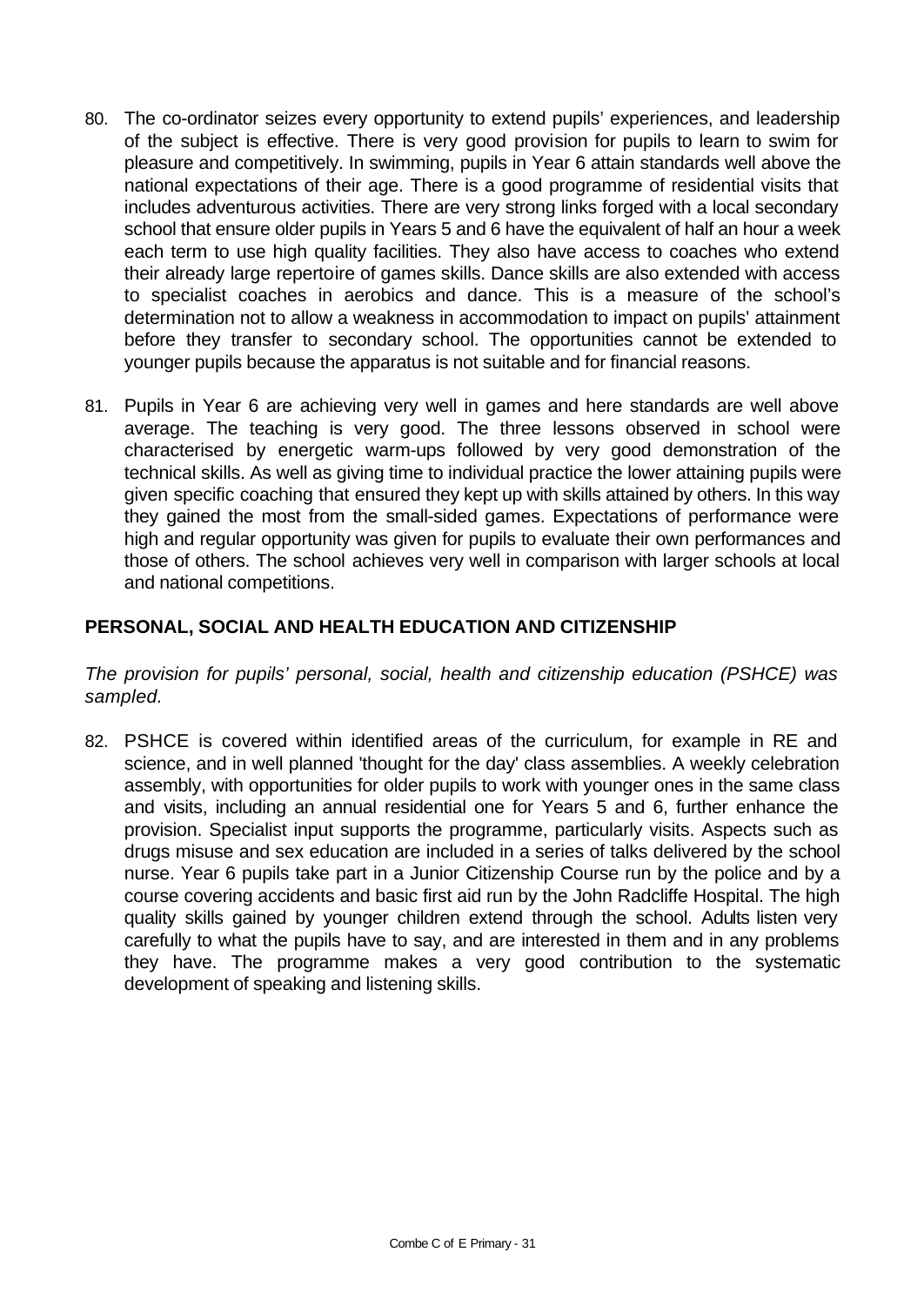80. The co-ordinator seizes every opportunity to extend pupils' experiences, and leadership of the subject is effective. There is very good provision for pupils to learn to swim for pleasure and competitively. In swimming, pupils in Year 6 attain standards well above the national expectations of their age. There is a good programme of residential visits that includes adventurous activities. There are very strong links forged with a local secondary school that ensure older pupils in Years 5 and 6 have the equivalent of half an hour a week each term to use high quality facilities. They also have access to coaches who extend their already large repertoire of games skills. Dance skills are also extended with access to specialist coaches in aerobics and dance. This is a measure of the school's determination not to allow a weakness in accommodation to impact on pupils' attainment before they transfer to secondary school. The opportunities cannot be extended to younger pupils because the apparatus is not suitable and for financial reasons.

81. Pupils in Year 6 are achieving very well in games and here standards are well above average. The teaching is very good. The three lessons observed in school were characterised by energetic warm-ups followed by very good demonstration of the technical skills. As well as giving time to individual practice the lower attaining pupils were given specific coaching that ensured they kept up with skills attained by others. In this way they gained the most from the small-sided games. Expectations of performance were high and regular opportunity was given for pupils to evaluate their own performances and those of others. The school achieves very well in comparison with larger schools at local and national competitions.

## PERSONAL, SOCIAL AND HEALTH EDUCATION AND CITIZENSHIP

*The provision for pupils' personal, social, health and citizenship education (PSHCE) was sampled.*

82. PSHCE is covered within identified areas of the curriculum, for example in RE and science, and in well planned 'thought for the day' class assemblies. A weekly celebration assembly, with opportunities for older pupils to work with younger ones in the same class and visits, including an annual residential one for Years 5 and 6, further enhance the provision. Specialist input supports the programme, particularly visits. Aspects such as drugs misuse and sex education are included in a series of talks delivered by the school nurse. Year 6 pupils take part in a Junior Citizenship Course run by the police and by a course covering accidents and basic first aid run by the John Radcliffe Hospital. The high quality skills gained by younger children extend through the school. Adults listen very carefully to what the pupils have to say, and are interested in them and in any problems they have. The programme makes a very good contribution to the systematic development of speaking and listening skills.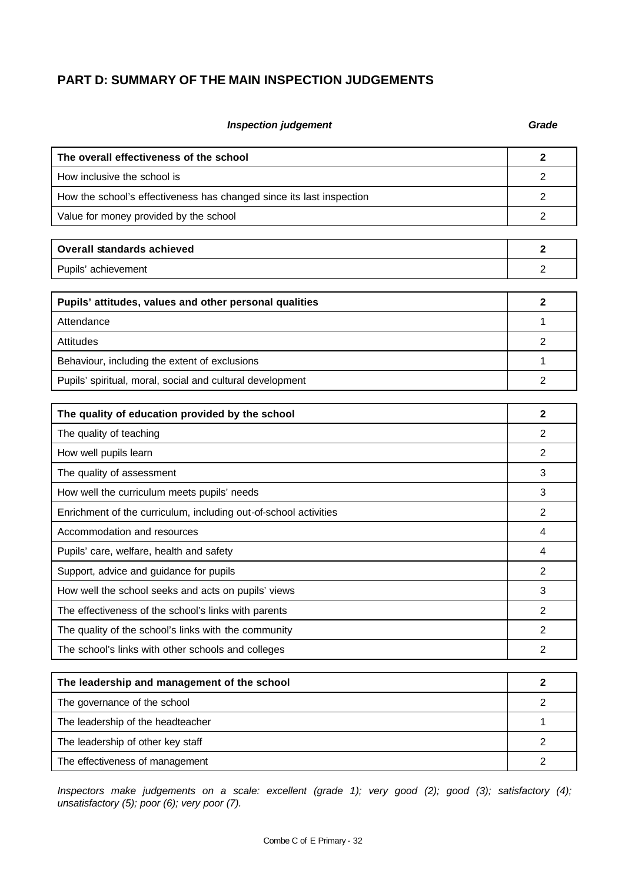## PART D: SUMMARY OF THE MAIN INSPECTION JUDGEMENTS

| *Inspection judgement* | *Grade* |
|---|---|
| **The overall effectiveness of the school** | **2** |
| How inclusive the school is | 2 |
| How the school's effectiveness has changed since its last inspection | 2 |
| Value for money provided by the school | 2 |
| **Overall standards achieved** | **2** |
| Pupils' achievement | 2 |
| **Pupils' attitudes, values and other personal qualities** | **2** |
| Attendance | 1 |
| Attitudes | 2 |
| Behaviour, including the extent of exclusions | 1 |
| Pupils' spiritual, moral, social and cultural development | 2 |
| **The quality of education provided by the school** | **2** |
| The quality of teaching | 2 |
| How well pupils learn | 2 |
| The quality of assessment | 3 |
| How well the curriculum meets pupils' needs | 3 |
| Enrichment of the curriculum, including out-of-school activities | 2 |
| Accommodation and resources | 4 |
| Pupils' care, welfare, health and safety | 4 |
| Support, advice and guidance for pupils | 2 |
| How well the school seeks and acts on pupils' views | 3 |
| The effectiveness of the school's links with parents | 2 |
| The quality of the school's links with the community | 2 |
| The school's links with other schools and colleges | 2 |
| **The leadership and management of the school** | **2** |
| The governance of the school | 2 |
| The leadership of the headteacher | 1 |
| The leadership of other key staff | 2 |
| The effectiveness of management | 2 |

*Inspectors make judgements on a scale: excellent (grade 1); very good (2); good (3); satisfactory (4); unsatisfactory (5); poor (6); very poor (7).*